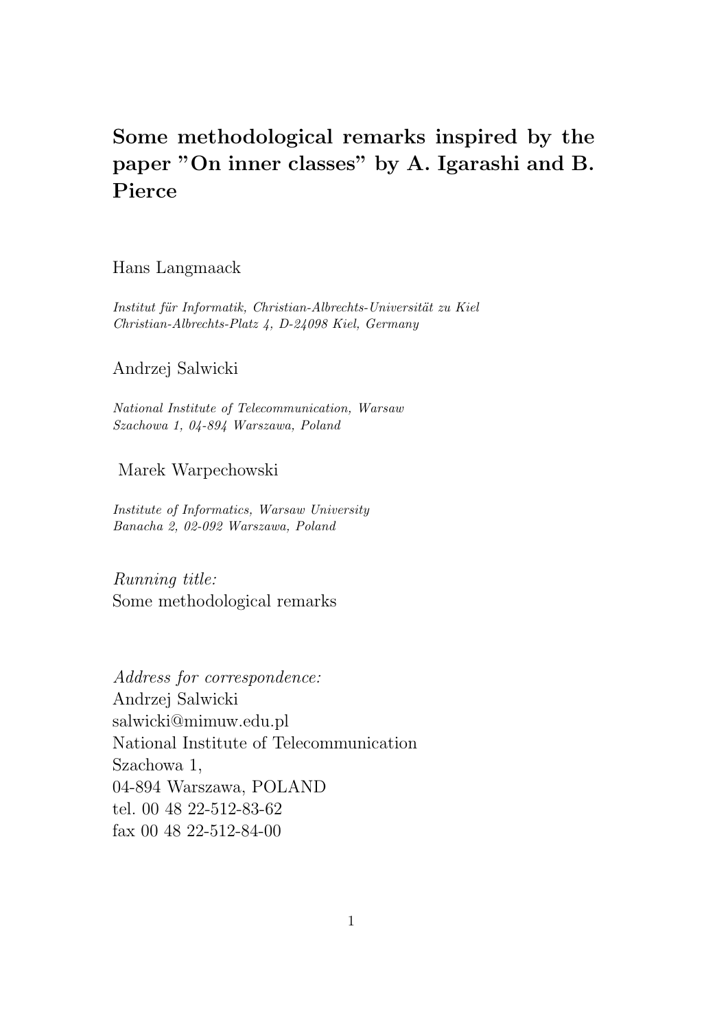# Some methodological remarks inspired by the paper "On inner classes" by A. Igarashi and B. Pierce

Hans Langmaack

*Institut für Informatik, Christian-Albrechts-Universität zu Kiel*
*Christian-Albrechts-Platz 4, D-24098 Kiel, Germany*

Andrzej Salwicki

*National Institute of Telecommunication, Warsaw*
*Szachowa 1, 04-894 Warszawa, Poland*

Marek Warpechowski

*Institute of Informatics, Warsaw University*
*Banacha 2, 02-092 Warszawa, Poland*

*Running title:*
Some methodological remarks

*Address for correspondence:*
Andrzej Salwicki
salwicki@mimuw.edu.pl
National Institute of Telecommunication
Szachowa 1,
04-894 Warszawa, POLAND
tel. 00 48 22-512-83-62
fax 00 48 22-512-84-00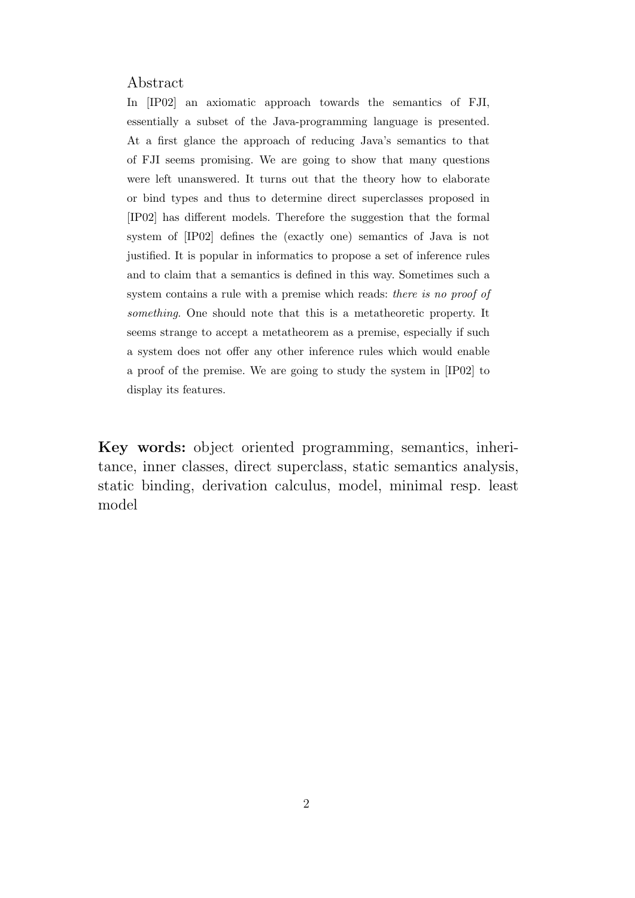## Abstract

In [IP02] an axiomatic approach towards the semantics of FJI, essentially a subset of the Java-programming language is presented. At a first glance the approach of reducing Java's semantics to that of FJI seems promising. We are going to show that many questions were left unanswered. It turns out that the theory how to elaborate or bind types and thus to determine direct superclasses proposed in [IP02] has different models. Therefore the suggestion that the formal system of [IP02] defines the (exactly one) semantics of Java is not justified. It is popular in informatics to propose a set of inference rules and to claim that a semantics is defined in this way. Sometimes such a system contains a rule with a premise which reads: *there is no proof of something*. One should note that this is a metatheoretic property. It seems strange to accept a metatheorem as a premise, especially if such a system does not offer any other inference rules which would enable a proof of the premise. We are going to study the system in [IP02] to display its features.

**Key words:** object oriented programming, semantics, inheritance, inner classes, direct superclass, static semantics analysis, static binding, derivation calculus, model, minimal resp. least model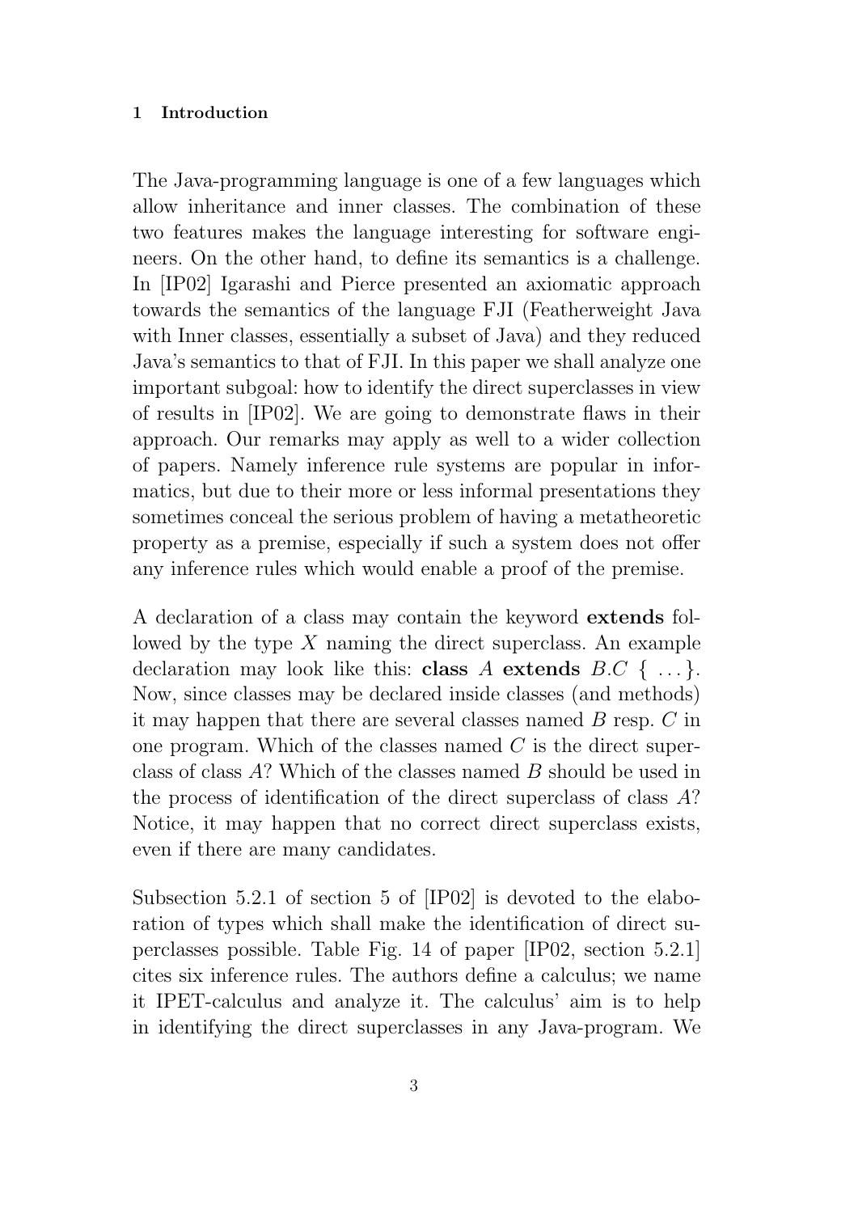## 1 Introduction

The Java-programming language is one of a few languages which allow inheritance and inner classes. The combination of these two features makes the language interesting for software engineers. On the other hand, to define its semantics is a challenge. In [IP02] Igarashi and Pierce presented an axiomatic approach towards the semantics of the language FJI (Featherweight Java with Inner classes, essentially a subset of Java) and they reduced Java's semantics to that of FJI. In this paper we shall analyze one important subgoal: how to identify the direct superclasses in view of results in [IP02]. We are going to demonstrate flaws in their approach. Our remarks may apply as well to a wider collection of papers. Namely inference rule systems are popular in informatics, but due to their more or less informal presentations they sometimes conceal the serious problem of having a metatheoretic property as a premise, especially if such a system does not offer any inference rules which would enable a proof of the premise.

A declaration of a class may contain the keyword **extends** followed by the type $X$ naming the direct superclass. An example declaration may look like this: **class** $A$ **extends** $B.C$ $\{\ \ldots\}$. Now, since classes may be declared inside classes (and methods) it may happen that there are several classes named $B$ resp. $C$ in one program. Which of the classes named $C$ is the direct superclass of class $A$? Which of the classes named $B$ should be used in the process of identification of the direct superclass of class $A$? Notice, it may happen that no correct direct superclass exists, even if there are many candidates.

Subsection 5.2.1 of section 5 of [IP02] is devoted to the elaboration of types which shall make the identification of direct superclasses possible. Table Fig. 14 of paper [IP02, section 5.2.1] cites six inference rules. The authors define a calculus; we name it IPET-calculus and analyze it. The calculus' aim is to help in identifying the direct superclasses in any Java-program. We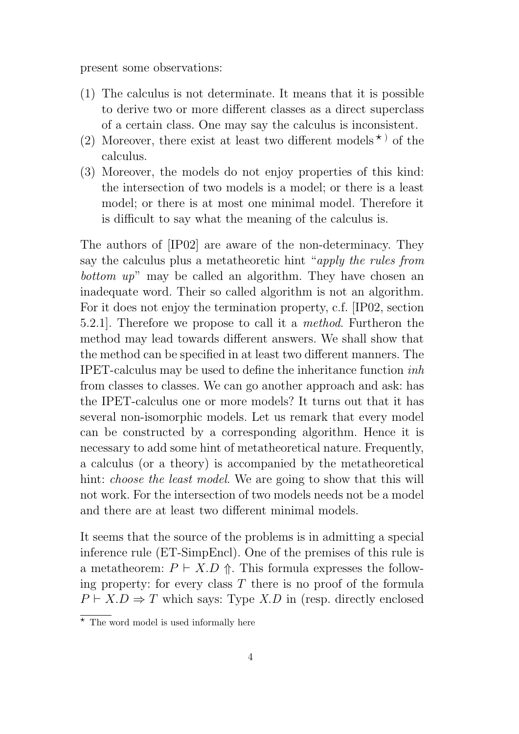present some observations:

(1) The calculus is not determinate. It means that it is possible to derive two or more different classes as a direct superclass of a certain class. One may say the calculus is inconsistent.
(2) Moreover, there exist at least two different models$^{\star)}$ of the calculus.
(3) Moreover, the models do not enjoy properties of this kind: the intersection of two models is a model; or there is a least model; or there is at most one minimal model. Therefore it is difficult to say what the meaning of the calculus is.

The authors of [IP02] are aware of the non-determinacy. They say the calculus plus a metatheoretic hint "*apply the rules from bottom up*" may be called an algorithm. They have chosen an inadequate word. Their so called algorithm is not an algorithm. For it does not enjoy the termination property, c.f. [IP02, section 5.2.1]. Therefore we propose to call it a *method*. Furtheron the method may lead towards different answers. We shall show that the method can be specified in at least two different manners. The IPET-calculus may be used to define the inheritance function *inh* from classes to classes. We can go another approach and ask: has the IPET-calculus one or more models? It turns out that it has several non-isomorphic models. Let us remark that every model can be constructed by a corresponding algorithm. Hence it is necessary to add some hint of metatheoretical nature. Frequently, a calculus (or a theory) is accompanied by the metatheoretical hint: *choose the least model*. We are going to show that this will not work. For the intersection of two models needs not be a model and there are at least two different minimal models.

It seems that the source of the problems is in admitting a special inference rule (ET-SimpEncl). One of the premises of this rule is a metatheorem: $P \vdash X.D \Uparrow$. This formula expresses the following property: for every class $T$ there is no proof of the formula $P \vdash X.D \Rightarrow T$ which says: Type $X.D$ in (resp. directly enclosed

$^{\star}$ The word model is used informally here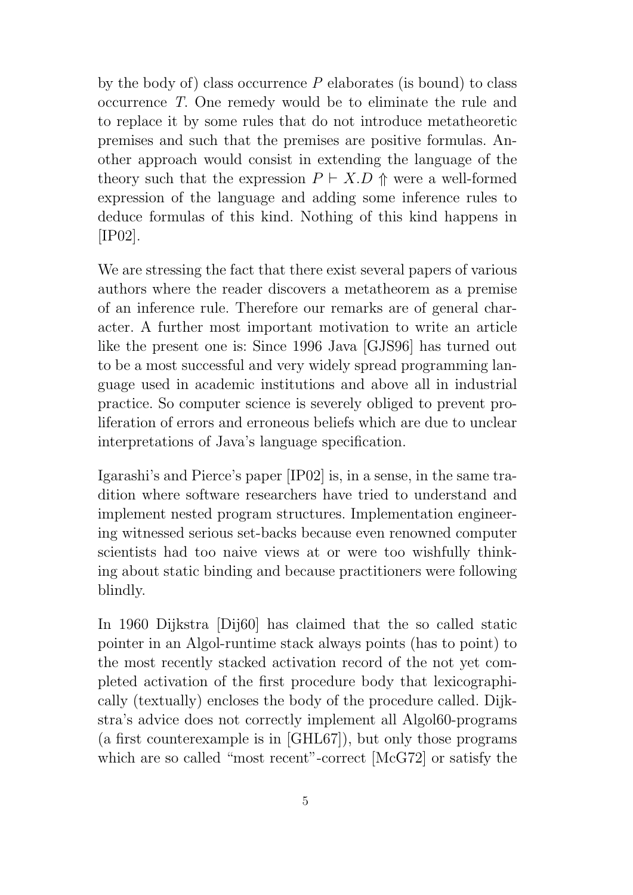by the body of) class occurrence $P$ elaborates (is bound) to class occurrence $T$. One remedy would be to eliminate the rule and to replace it by some rules that do not introduce metatheoretic premises and such that the premises are positive formulas. Another approach would consist in extending the language of the theory such that the expression $P \vdash X.D \Uparrow$ were a well-formed expression of the language and adding some inference rules to deduce formulas of this kind. Nothing of this kind happens in [IP02].

We are stressing the fact that there exist several papers of various authors where the reader discovers a metatheorem as a premise of an inference rule. Therefore our remarks are of general character. A further most important motivation to write an article like the present one is: Since 1996 Java [GJS96] has turned out to be a most successful and very widely spread programming language used in academic institutions and above all in industrial practice. So computer science is severely obliged to prevent proliferation of errors and erroneous beliefs which are due to unclear interpretations of Java's language specification.

Igarashi's and Pierce's paper [IP02] is, in a sense, in the same tradition where software researchers have tried to understand and implement nested program structures. Implementation engineering witnessed serious set-backs because even renowned computer scientists had too naive views at or were too wishfully thinking about static binding and because practitioners were following blindly.

In 1960 Dijkstra [Dij60] has claimed that the so called static pointer in an Algol-runtime stack always points (has to point) to the most recently stacked activation record of the not yet completed activation of the first procedure body that lexicographically (textually) encloses the body of the procedure called. Dijkstra's advice does not correctly implement all Algol60-programs (a first counterexample is in [GHL67]), but only those programs which are so called "most recent"-correct [McG72] or satisfy the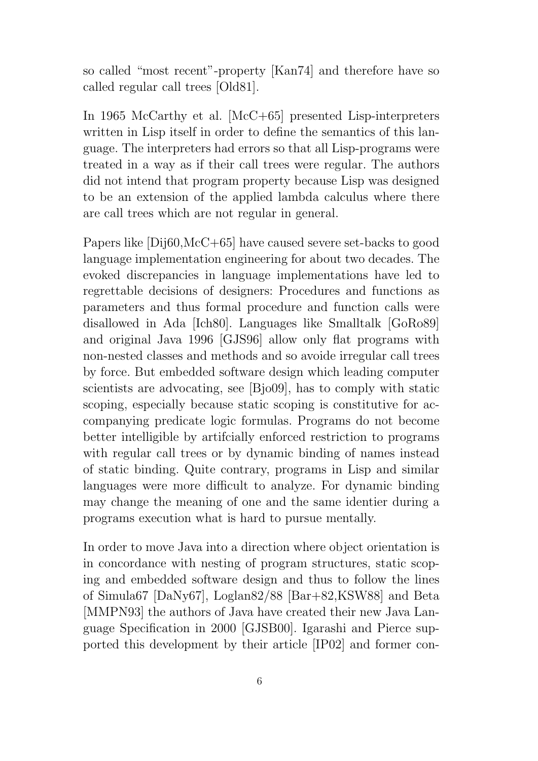so called “most recent”-property [Kan74] and therefore have so called regular call trees [Old81].

In 1965 McCarthy et al. [McC+65] presented Lisp-interpreters written in Lisp itself in order to define the semantics of this language. The interpreters had errors so that all Lisp-programs were treated in a way as if their call trees were regular. The authors did not intend that program property because Lisp was designed to be an extension of the applied lambda calculus where there are call trees which are not regular in general.

Papers like [Dij60,McC+65] have caused severe set-backs to good language implementation engineering for about two decades. The evoked discrepancies in language implementations have led to regrettable decisions of designers: Procedures and functions as parameters and thus formal procedure and function calls were disallowed in Ada [Ich80]. Languages like Smalltalk [GoRo89] and original Java 1996 [GJS96] allow only flat programs with non-nested classes and methods and so avoide irregular call trees by force. But embedded software design which leading computer scientists are advocating, see [Bjo09], has to comply with static scoping, especially because static scoping is constitutive for accompanying predicate logic formulas. Programs do not become better intelligible by artifcially enforced restriction to programs with regular call trees or by dynamic binding of names instead of static binding. Quite contrary, programs in Lisp and similar languages were more difficult to analyze. For dynamic binding may change the meaning of one and the same identier during a programs execution what is hard to pursue mentally.

In order to move Java into a direction where object orientation is in concordance with nesting of program structures, static scoping and embedded software design and thus to follow the lines of Simula67 [DaNy67], Loglan82/88 [Bar+82,KSW88] and Beta [MMPN93] the authors of Java have created their new Java Language Specification in 2000 [GJSB00]. Igarashi and Pierce supported this development by their article [IP02] and former con-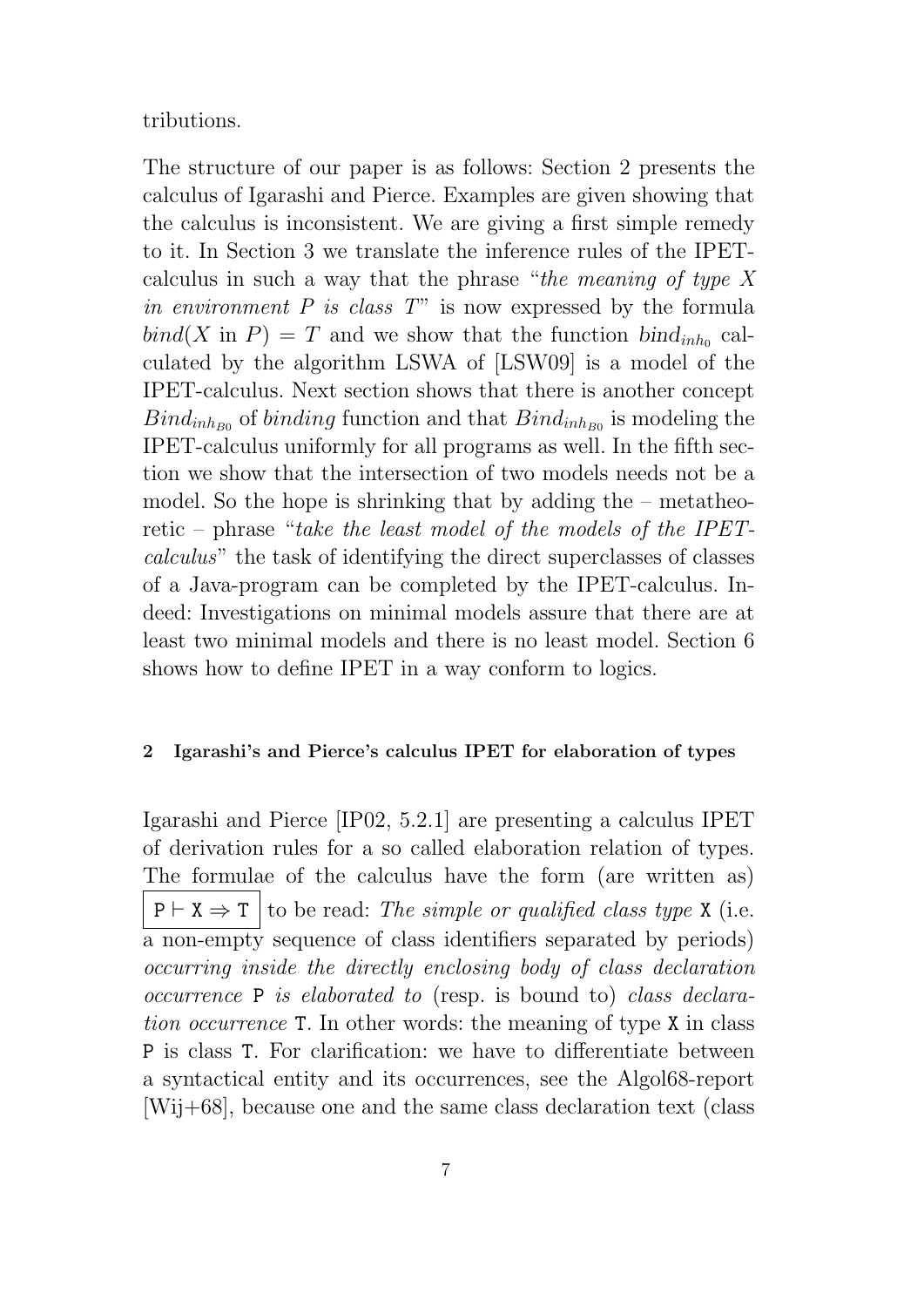tributions.

The structure of our paper is as follows: Section 2 presents the calculus of Igarashi and Pierce. Examples are given showing that the calculus is inconsistent. We are giving a first simple remedy to it. In Section 3 we translate the inference rules of the IPET-calculus in such a way that the phrase "*the meaning of type X in environment P is class T*" is now expressed by the formula $bind(X \text{ in } P) = T$ and we show that the function $bind_{inh_0}$ calculated by the algorithm LSWA of [LSW09] is a model of the IPET-calculus. Next section shows that there is another concept $Bind_{inh_{B0}}$ of *binding* function and that $Bind_{inh_{B0}}$ is modeling the IPET-calculus uniformly for all programs as well. In the fifth section we show that the intersection of two models needs not be a model. So the hope is shrinking that by adding the – metatheoretic – phrase "*take the least model of the models of the IPET-calculus*" the task of identifying the direct superclasses of classes of a Java-program can be completed by the IPET-calculus. Indeed: Investigations on minimal models assure that there are at least two minimal models and there is no least model. Section 6 shows how to define IPET in a way conform to logics.

## 2 Igarashi's and Pierce's calculus IPET for elaboration of types

Igarashi and Pierce [IP02, 5.2.1] are presenting a calculus IPET of derivation rules for a so called elaboration relation of types. The formulae of the calculus have the form (are written as) $\boxed{\texttt{P} \vdash \texttt{X} \Rightarrow \texttt{T}}$ to be read: *The simple or qualified class type* `X` (i.e. a non-empty sequence of class identifiers separated by periods) *occurring inside the directly enclosing body of class declaration occurrence* `P` *is elaborated to* (resp. is bound to) *class declaration occurrence* `T`. In other words: the meaning of type `X` in class `P` is class `T`. For clarification: we have to differentiate between a syntactical entity and its occurrences, see the Algol68-report [Wij+68], because one and the same class declaration text (class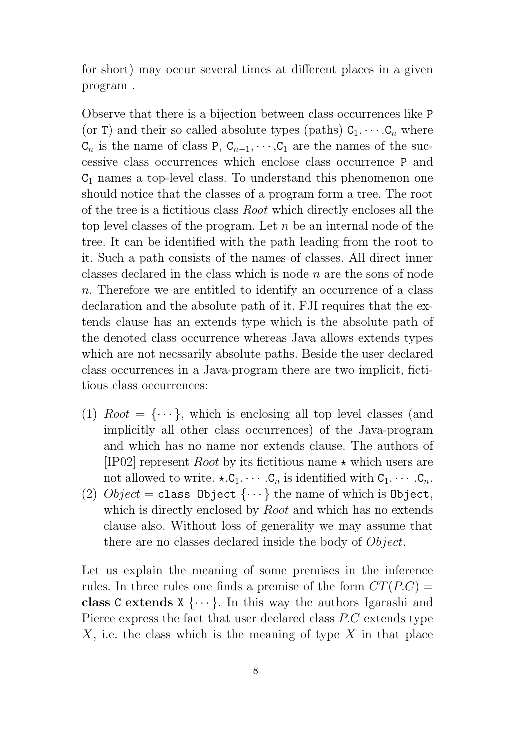for short) may occur several times at different places in a given program .

Observe that there is a bijection between class occurrences like `P` (or `T`) and their so called absolute types (paths) $\mathtt{C}_1.\cdots.\mathtt{C}_n$ where $\mathtt{C}_n$ is the name of class `P`, $\mathtt{C}_{n-1}, \cdots, \mathtt{C}_1$ are the names of the successive class occurrences which enclose class occurrence `P` and $\mathtt{C}_1$ names a top-level class. To understand this phenomenon one should notice that the classes of a program form a tree. The root of the tree is a fictitious class *Root* which directly encloses all the top level classes of the program. Let $n$ be an internal node of the tree. It can be identified with the path leading from the root to it. Such a path consists of the names of classes. All direct inner classes declared in the class which is node $n$ are the sons of node $n$. Therefore we are entitled to identify an occurrence of a class declaration and the absolute path of it. FJI requires that the extends clause has an extends type which is the absolute path of the denoted class occurrence whereas Java allows extends types which are not necssarily absolute paths. Beside the user declared class occurrences in a Java-program there are two implicit, fictitious class occurrences:

(1) *Root* $= \{\cdots\}$, which is enclosing all top level classes (and implicitly all other class occurrences) of the Java-program and which has no name nor extends clause. The authors of [IP02] represent *Root* by its fictitious name $\star$ which users are not allowed to write. $\star.\mathtt{C}_1.\cdots.\mathtt{C}_n$ is identified with $\mathtt{C}_1.\cdots.\mathtt{C}_n$.

(2) *Object* = `class Object` $\{\cdots\}$ the name of which is `Object`, which is directly enclosed by *Root* and which has no extends clause also. Without loss of generality we may assume that there are no classes declared inside the body of *Object*.

Let us explain the meaning of some premises in the inference rules. In three rules one finds a premise of the form $CT(P.C) =$ **class** `C` **extends** `X` $\{\cdots\}$. In this way the authors Igarashi and Pierce express the fact that user declared class $P.C$ extends type $X$, i.e. the class which is the meaning of type $X$ in that place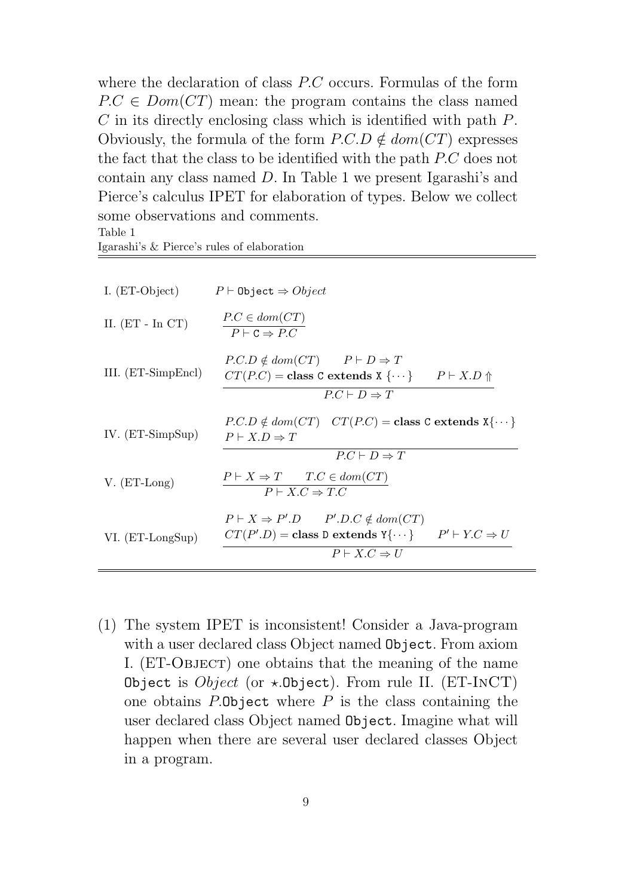where the declaration of class $P.C$ occurs. Formulas of the form $P.C \in Dom(CT)$ mean: the program contains the class named $C$ in its directly enclosing class which is identified with path $P$. Obviously, the formula of the form $P.C.D \notin dom(CT)$ expresses the fact that the class to be identified with the path $P.C$ does not contain any class named $D$. In Table 1 we present Igarashi's and Pierce's calculus IPET for elaboration of types. Below we collect some observations and comments.

Table 1
Igarashi's & Pierce's rules of elaboration

I. (ET-Object) $\quad P \vdash \texttt{Object} \Rightarrow Object$

II. (ET - In CT)

$$\frac{P.C \in dom(CT)}{P \vdash \texttt{C} \Rightarrow P.C}$$

III. (ET-SimpEncl)

$$\frac{P.C.D \notin dom(CT) \qquad P \vdash D \Rightarrow T \qquad CT(P.C) = \textbf{class } \texttt{C} \textbf{ extends } \texttt{X}\ \{\cdots\} \qquad P \vdash X.D \Uparrow}{P.C \vdash D \Rightarrow T}$$

IV. (ET-SimpSup)

$$\frac{P.C.D \notin dom(CT) \quad CT(P.C) = \textbf{class } \texttt{C} \textbf{ extends } \texttt{X}\{\cdots\} \quad P \vdash X.D \Rightarrow T}{P.C \vdash D \Rightarrow T}$$

V. (ET-Long)

$$\frac{P \vdash X \Rightarrow T \qquad T.C \in dom(CT)}{P \vdash X.C \Rightarrow T.C}$$

VI. (ET-LongSup)

$$\frac{P \vdash X \Rightarrow P'.D \qquad P'.D.C \notin dom(CT) \qquad CT(P'.D) = \textbf{class } \texttt{D} \textbf{ extends } \texttt{Y}\{\cdots\} \qquad P' \vdash Y.C \Rightarrow U}{P \vdash X.C \Rightarrow U}$$

(1) The system IPET is inconsistent! Consider a Java-program with a user declared class Object named `Object`. From axiom I. (ET-OBJECT) one obtains that the meaning of the name `Object` is $Object$ (or $\star$.`Object`). From rule II. (ET-InCT) one obtains $P$.`Object` where $P$ is the class containing the user declared class Object named `Object`. Imagine what will happen when there are several user declared classes Object in a program.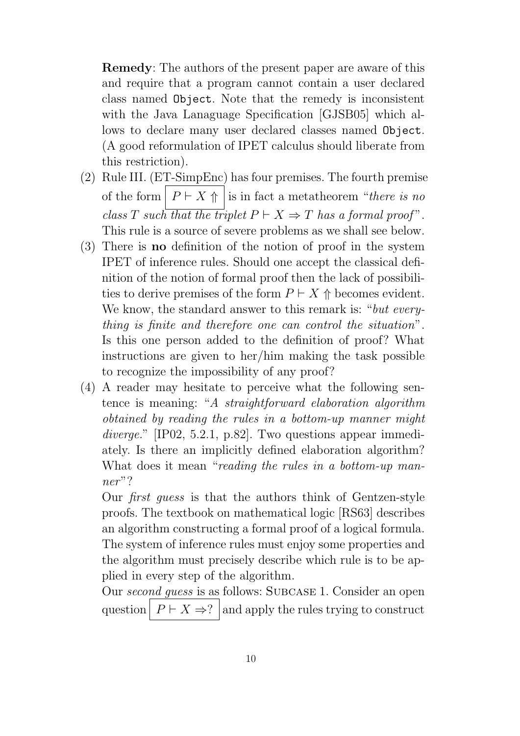**Remedy**: The authors of the present paper are aware of this and require that a program cannot contain a user declared class named `Object`. Note that the remedy is inconsistent with the Java Lanaguage Specification [GJSB05] which allows to declare many user declared classes named `Object`. (A good reformulation of IPET calculus should liberate from this restriction).

(2) Rule III. (ET-SimpEnc) has four premises. The fourth premise of the form $\boxed{P \vdash X \Uparrow}$ is in fact a metatheorem "*there is no class $T$ such that the triplet $P \vdash X \Rightarrow T$ has a formal proof*". This rule is a source of severe problems as we shall see below.

(3) There is **no** definition of the notion of proof in the system IPET of inference rules. Should one accept the classical definition of the notion of formal proof then the lack of possibilities to derive premises of the form $P \vdash X \Uparrow$ becomes evident. We know, the standard answer to this remark is: "*but everything is finite and therefore one can control the situation*". Is this one person added to the definition of proof? What instructions are given to her/him making the task possible to recognize the impossibility of any proof?

(4) A reader may hesitate to perceive what the following sentence is meaning: "*A straightforward elaboration algorithm obtained by reading the rules in a bottom-up manner might diverge.*" [IP02, 5.2.1, p.82]. Two questions appear immediately. Is there an implicitly defined elaboration algorithm? What does it mean "*reading the rules in a bottom-up manner*"?

Our *first guess* is that the authors think of Gentzen-style proofs. The textbook on mathematical logic [RS63] describes an algorithm constructing a formal proof of a logical formula. The system of inference rules must enjoy some properties and the algorithm must precisely describe which rule is to be applied in every step of the algorithm.

Our *second guess* is as follows: SUBCASE 1. Consider an open question $\boxed{P \vdash X \Rightarrow ?}$ and apply the rules trying to construct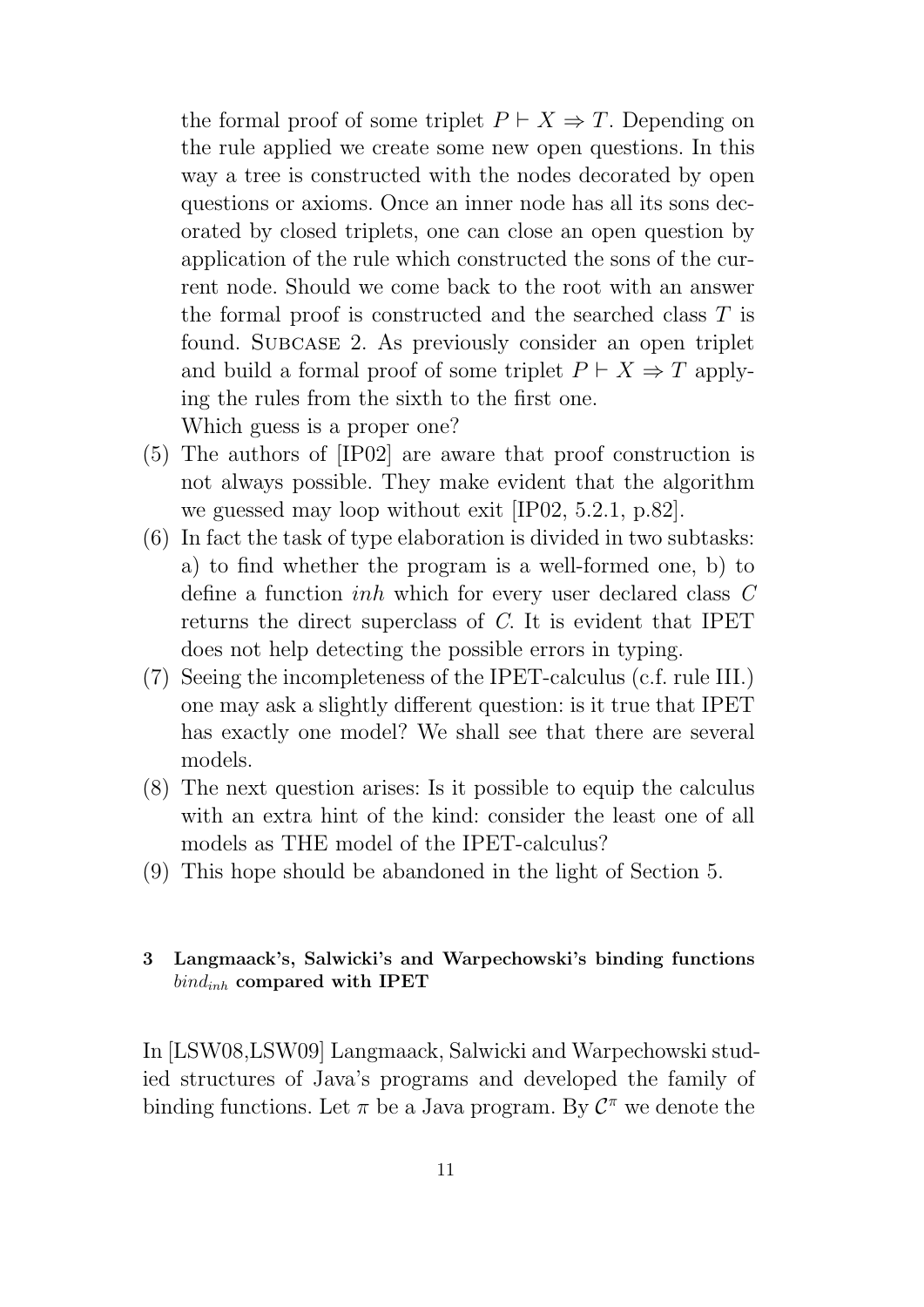the formal proof of some triplet $P \vdash X \Rightarrow T$. Depending on the rule applied we create some new open questions. In this way a tree is constructed with the nodes decorated by open questions or axioms. Once an inner node has all its sons decorated by closed triplets, one can close an open question by application of the rule which constructed the sons of the current node. Should we come back to the root with an answer the formal proof is constructed and the searched class $T$ is found. Subcase 2. As previously consider an open triplet and build a formal proof of some triplet $P \vdash X \Rightarrow T$ applying the rules from the sixth to the first one.
Which guess is a proper one?

(5) The authors of [IP02] are aware that proof construction is not always possible. They make evident that the algorithm we guessed may loop without exit [IP02, 5.2.1, p.82].
(6) In fact the task of type elaboration is divided in two subtasks: a) to find whether the program is a well-formed one, b) to define a function *inh* which for every user declared class $C$ returns the direct superclass of $C$. It is evident that IPET does not help detecting the possible errors in typing.
(7) Seeing the incompleteness of the IPET-calculus (c.f. rule III.) one may ask a slightly different question: is it true that IPET has exactly one model? We shall see that there are several models.
(8) The next question arises: Is it possible to equip the calculus with an extra hint of the kind: consider the least one of all models as THE model of the IPET-calculus?
(9) This hope should be abandoned in the light of Section 5.

### 3 Langmaack's, Salwicki's and Warpechowski's binding functions $bind_{inh}$ compared with IPET

In [LSW08,LSW09] Langmaack, Salwicki and Warpechowski studied structures of Java's programs and developed the family of binding functions. Let $\pi$ be a Java program. By $\mathcal{C}^\pi$ we denote the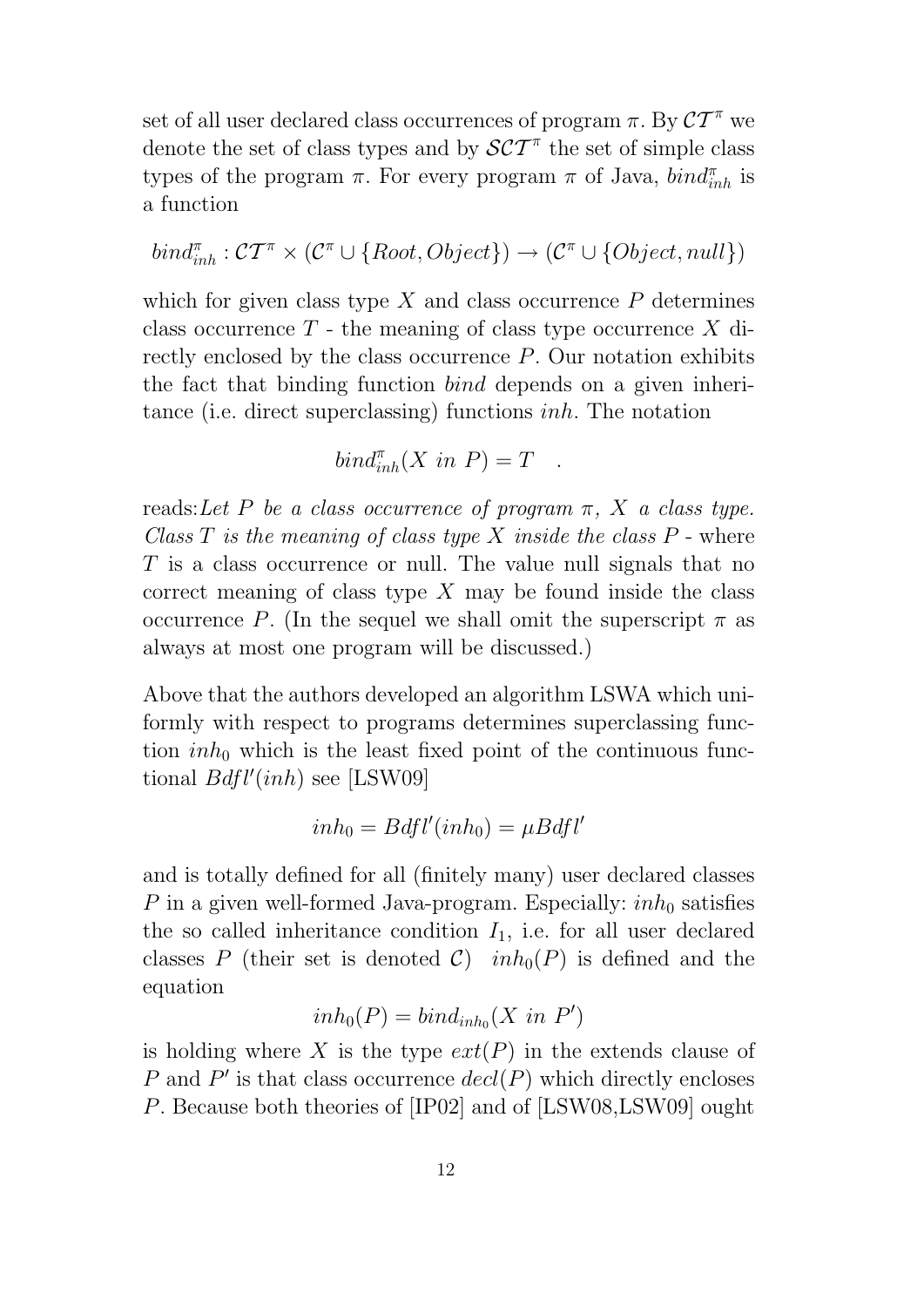set of all user declared class occurrences of program $\pi$. By $\mathcal{CT}^\pi$ we denote the set of class types and by $\mathcal{SCT}^\pi$ the set of simple class types of the program $\pi$. For every program $\pi$ of Java, $bind^\pi_{inh}$ is a function

$$bind^\pi_{inh} : \mathcal{CT}^\pi \times (\mathcal{C}^\pi \cup \{Root, Object\}) \rightarrow (\mathcal{C}^\pi \cup \{Object, null\})$$

which for given class type $X$ and class occurrence $P$ determines class occurrence $T$ - the meaning of class type occurrence $X$ directly enclosed by the class occurrence $P$. Our notation exhibits the fact that binding function *bind* depends on a given inheritance (i.e. direct superclassing) functions *inh*. The notation

$$bind^\pi_{inh}(X \ in \ P) = T \quad .$$

reads:*Let $P$ be a class occurrence of program $\pi$, $X$ a class type. Class $T$ is the meaning of class type $X$ inside the class $P$* - where $T$ is a class occurrence or null. The value null signals that no correct meaning of class type $X$ may be found inside the class occurrence $P$. (In the sequel we shall omit the superscript $\pi$ as always at most one program will be discussed.)

Above that the authors developed an algorithm LSWA which uniformly with respect to programs determines superclassing function $inh_0$ which is the least fixed point of the continuous functional $Bdfl'(inh)$ see [LSW09]

$$inh_0 = Bdfl'(inh_0) = \mu Bdfl'$$

and is totally defined for all (finitely many) user declared classes $P$ in a given well-formed Java-program. Especially: $inh_0$ satisfies the so called inheritance condition $I_1$, i.e. for all user declared classes $P$ (their set is denoted $\mathcal{C}$) $inh_0(P)$ is defined and the equation

$$inh_0(P) = bind_{inh_0}(X \ in \ P')$$

is holding where $X$ is the type $ext(P)$ in the extends clause of $P$ and $P'$ is that class occurrence $decl(P)$ which directly encloses $P$. Because both theories of [IP02] and of [LSW08,LSW09] ought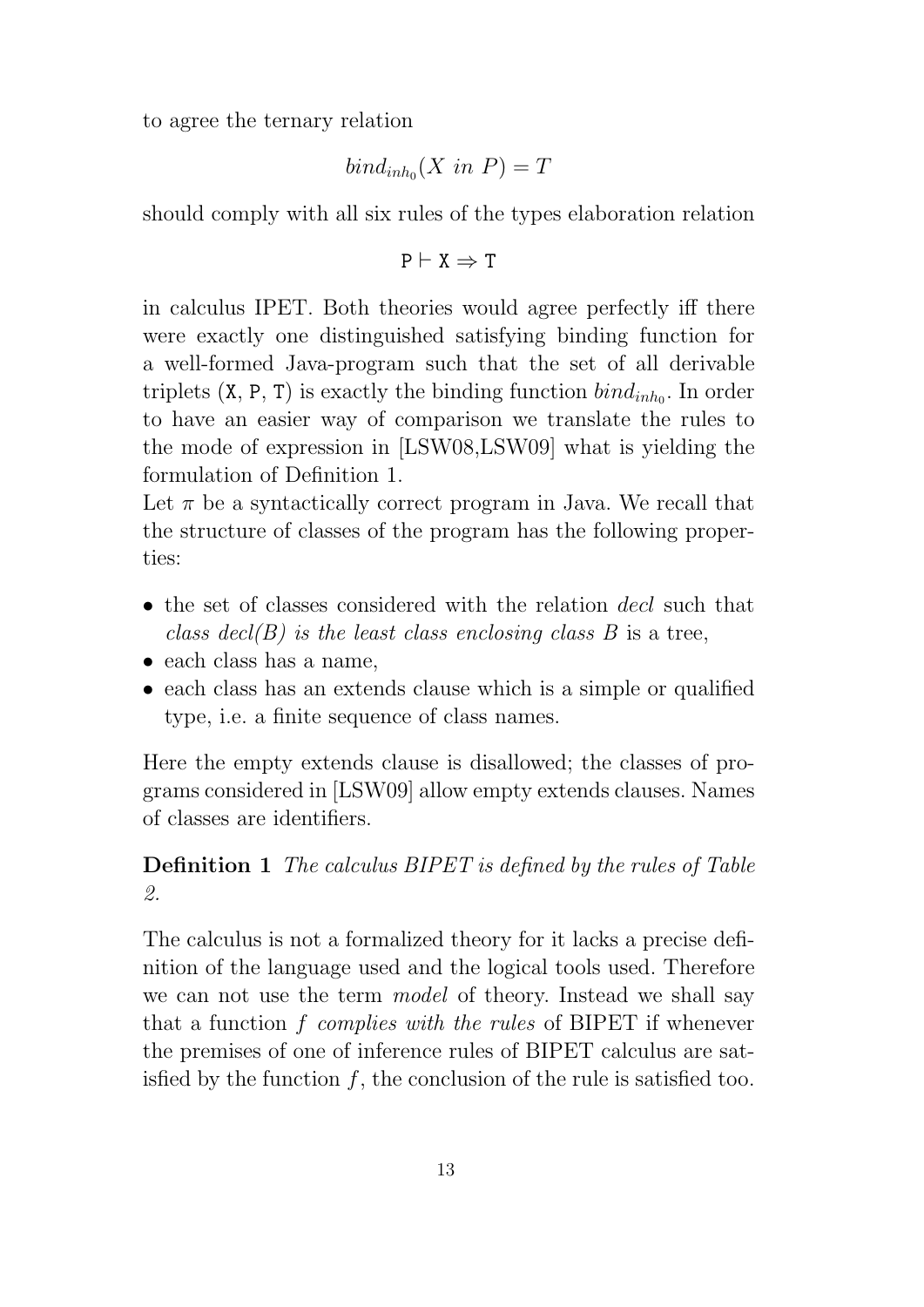to agree the ternary relation

$$bind_{inh_0}(X \; in \; P) = T$$

should comply with all six rules of the types elaboration relation

$$\mathtt{P} \vdash \mathtt{X} \Rightarrow \mathtt{T}$$

in calculus IPET. Both theories would agree perfectly iff there were exactly one distinguished satisfying binding function for a well-formed Java-program such that the set of all derivable triplets (X, P, T) is exactly the binding function $bind_{inh_0}$. In order to have an easier way of comparison we translate the rules to the mode of expression in [LSW08,LSW09] what is yielding the formulation of Definition 1.

Let $\pi$ be a syntactically correct program in Java. We recall that the structure of classes of the program has the following properties:

- the set of classes considered with the relation *decl* such that *class decl(B) is the least class enclosing class B* is a tree,
- each class has a name,
- each class has an extends clause which is a simple or qualified type, i.e. a finite sequence of class names.

Here the empty extends clause is disallowed; the classes of programs considered in [LSW09] allow empty extends clauses. Names of classes are identifiers.

**Definition 1** *The calculus BIPET is defined by the rules of Table 2.*

The calculus is not a formalized theory for it lacks a precise definition of the language used and the logical tools used. Therefore we can not use the term *model* of theory. Instead we shall say that a function $f$ *complies with the rules* of BIPET if whenever the premises of one of inference rules of BIPET calculus are satisfied by the function $f$, the conclusion of the rule is satisfied too.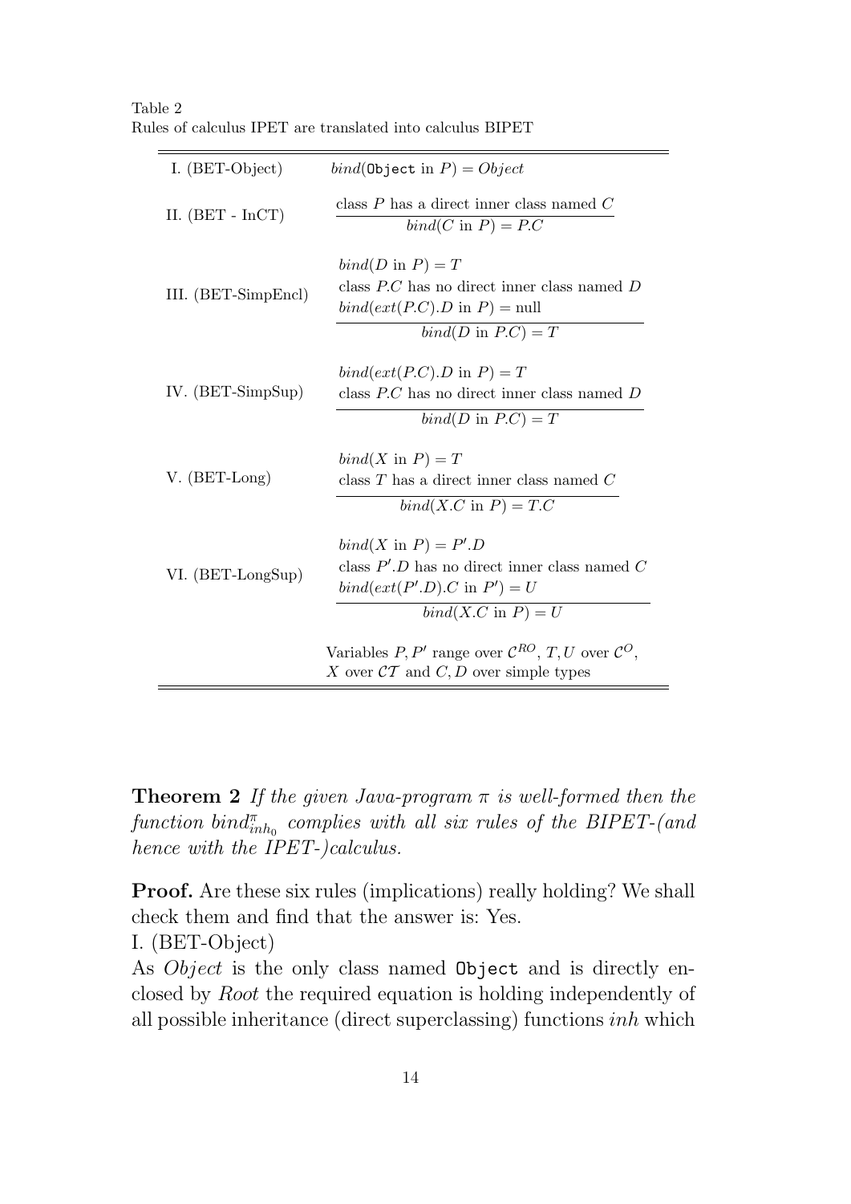Table 2
Rules of calculus IPET are translated into calculus BIPET

| Rule | |
|---|---|
| I. (BET-Object) | $bind(\texttt{Object} \text{ in } P) = Object$ |
| II. (BET - InCT) | $\dfrac{\text{class } P \text{ has a direct inner class named } C}{bind(C \text{ in } P) = P.C}$ |
| III. (BET-SimpEncl) | $\dfrac{\begin{array}{l} bind(D \text{ in } P) = T \\ \text{class } P.C \text{ has no direct inner class named } D \\ bind(ext(P.C).D \text{ in } P) = \text{null} \end{array}}{bind(D \text{ in } P.C) = T}$ |
| IV. (BET-SimpSup) | $\dfrac{\begin{array}{l} bind(ext(P.C).D \text{ in } P) = T \\ \text{class } P.C \text{ has no direct inner class named } D \end{array}}{bind(D \text{ in } P.C) = T}$ |
| V. (BET-Long) | $\dfrac{\begin{array}{l} bind(X \text{ in } P) = T \\ \text{class } T \text{ has a direct inner class named } C \end{array}}{bind(X.C \text{ in } P) = T.C}$ |
| VI. (BET-LongSup) | $\dfrac{\begin{array}{l} bind(X \text{ in } P) = P'.D \\ \text{class } P'.D \text{ has no direct inner class named } C \\ bind(ext(P'.D).C \text{ in } P') = U \end{array}}{bind(X.C \text{ in } P) = U}$ |
| | Variables $P, P'$ range over $\mathcal{C}^{RO}$, $T, U$ over $\mathcal{C}^{O}$, $X$ over $\mathcal{CT}$ and $C, D$ over simple types |

**Theorem 2** *If the given Java-program $\pi$ is well-formed then the function $bind^{\pi}_{inh_0}$ complies with all six rules of the BIPET-(and hence with the IPET-)calculus.*

**Proof.** Are these six rules (implications) really holding? We shall check them and find that the answer is: Yes.

I. (BET-Object)

As *Object* is the only class named `Object` and is directly enclosed by *Root* the required equation is holding independently of all possible inheritance (direct superclassing) functions *inh* which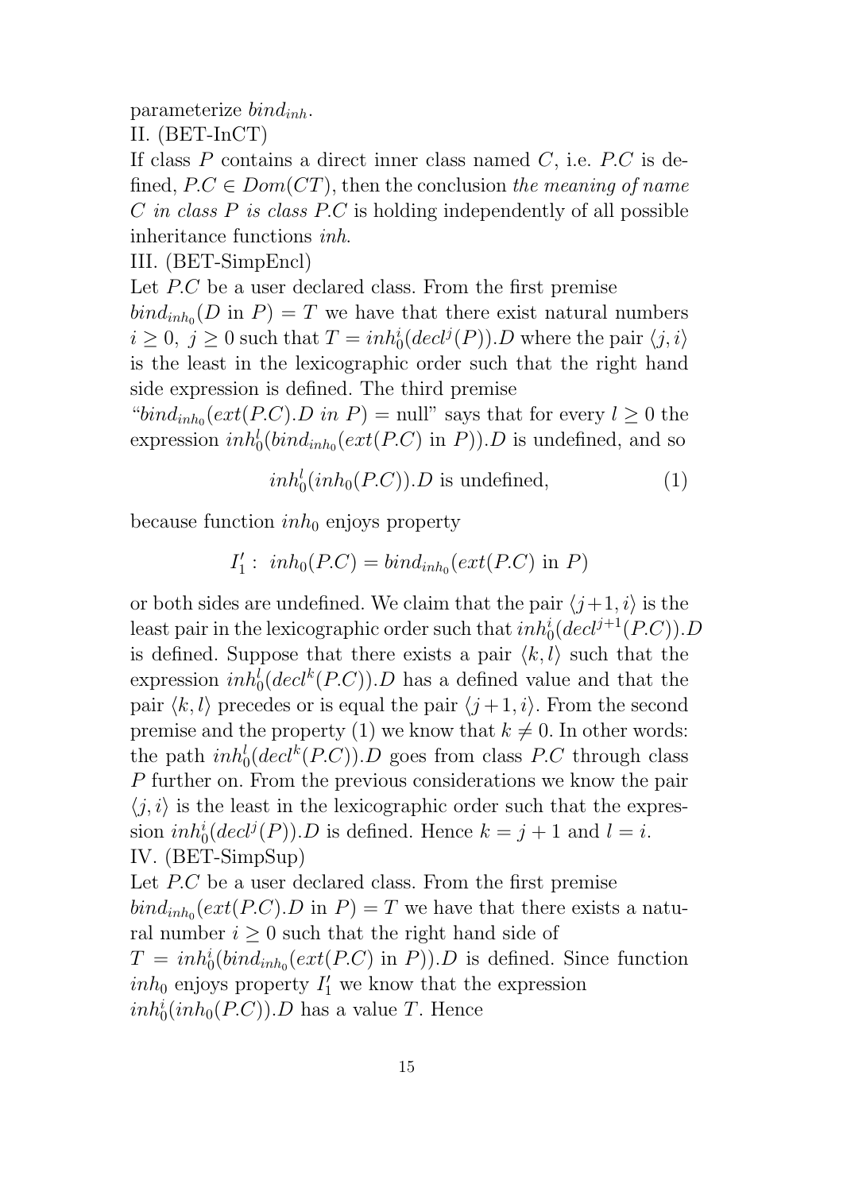parameterize $bind_{inh}$.

II. (BET-InCT)

If class $P$ contains a direct inner class named $C$, i.e. $P.C$ is defined, $P.C \in Dom(CT)$, then the conclusion *the meaning of name $C$ in class $P$ is class $P.C$* is holding independently of all possible inheritance functions *inh*.

III. (BET-SimpEncl)

Let $P.C$ be a user declared class. From the first premise $bind_{inh_0}(D \text{ in } P) = T$ we have that there exist natural numbers $i \geq 0,\ j \geq 0$ such that $T = inh_0^i(decl^j(P)).D$ where the pair $\langle j, i \rangle$ is the least in the lexicographic order such that the right hand side expression is defined. The third premise "$bind_{inh_0}(ext(P.C).D \text{ in } P) = \text{null}$" says that for every $l \geq 0$ the expression $inh_0^l(bind_{inh_0}(ext(P.C) \text{ in } P)).D$ is undefined, and so

$$inh_0^l(inh_0(P.C)).D \text{ is undefined,} \qquad (1)$$

because function $inh_0$ enjoys property

$$I_1' : \ inh_0(P.C) = bind_{inh_0}(ext(P.C) \text{ in } P)$$

or both sides are undefined. We claim that the pair $\langle j+1, i \rangle$ is the least pair in the lexicographic order such that $inh_0^i(decl^{j+1}(P.C)).D$ is defined. Suppose that there exists a pair $\langle k, l \rangle$ such that the expression $inh_0^l(decl^k(P.C)).D$ has a defined value and that the pair $\langle k, l \rangle$ precedes or is equal the pair $\langle j+1, i \rangle$. From the second premise and the property (1) we know that $k \neq 0$. In other words: the path $inh_0^l(decl^k(P.C)).D$ goes from class $P.C$ through class $P$ further on. From the previous considerations we know the pair $\langle j, i \rangle$ is the least in the lexicographic order such that the expression $inh_0^i(decl^j(P)).D$ is defined. Hence $k = j+1$ and $l = i$.

IV. (BET-SimpSup)

Let $P.C$ be a user declared class. From the first premise $bind_{inh_0}(ext(P.C).D \text{ in } P) = T$ we have that there exists a natural number $i \geq 0$ such that the right hand side of $T = inh_0^i(bind_{inh_0}(ext(P.C) \text{ in } P)).D$ is defined. Since function $inh_0$ enjoys property $I_1'$ we know that the expression $inh_0^i(inh_0(P.C)).D$ has a value $T$. Hence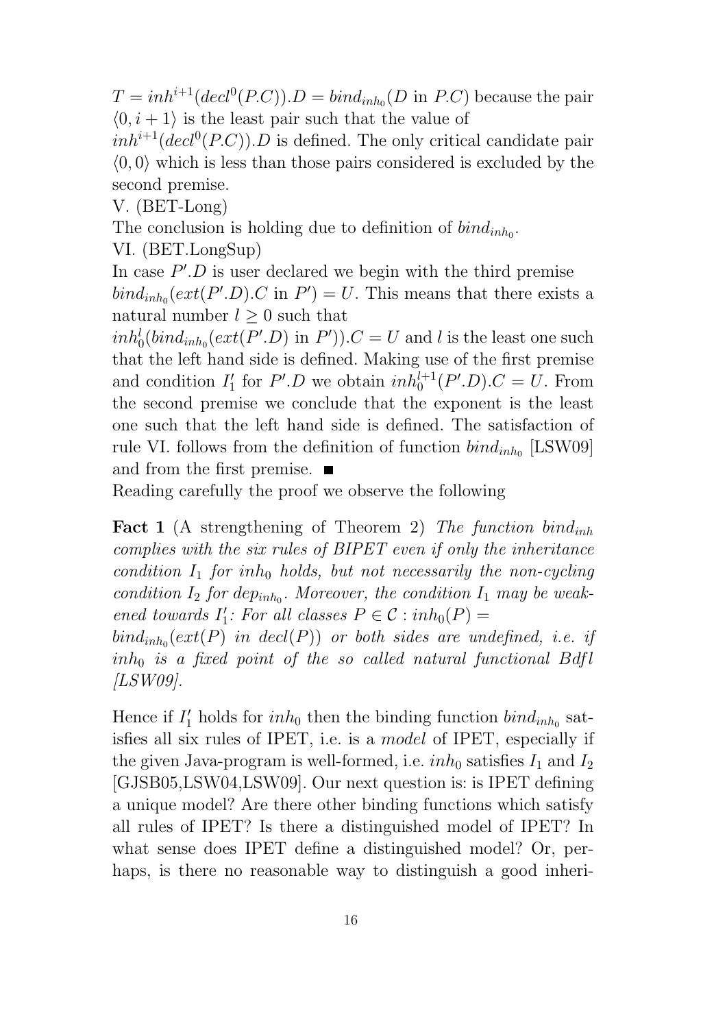$T = inh^{i+1}(decl^0(P.C)).D = bind_{inh_0}(D \text{ in } P.C)$ because the pair $\langle 0, i+1 \rangle$ is the least pair such that the value of $inh^{i+1}(decl^0(P.C)).D$ is defined. The only critical candidate pair $\langle 0, 0 \rangle$ which is less than those pairs considered is excluded by the second premise.

V. (BET-Long)

The conclusion is holding due to definition of $bind_{inh_0}$.

VI. (BET.LongSup)

In case $P'.D$ is user declared we begin with the third premise $bind_{inh_0}(ext(P'.D).C \text{ in } P') = U$. This means that there exists a natural number $l \geq 0$ such that $inh_0^l(bind_{inh_0}(ext(P'.D) \text{ in } P')).C = U$ and $l$ is the least one such that the left hand side is defined. Making use of the first premise and condition $I_1'$ for $P'.D$ we obtain $inh_0^{l+1}(P'.D).C = U$. From the second premise we conclude that the exponent is the least one such that the left hand side is defined. The satisfaction of rule VI. follows from the definition of function $bind_{inh_0}$ [LSW09] and from the first premise. ■

Reading carefully the proof we observe the following

**Fact 1** (A strengthening of Theorem 2) *The function $bind_{inh}$ complies with the six rules of BIPET even if only the inheritance condition $I_1$ for $inh_0$ holds, but not necessarily the non-cycling condition $I_2$ for $dep_{inh_0}$. Moreover, the condition $I_1$ may be weakened towards $I_1'$: For all classes $P \in \mathcal{C} : inh_0(P) = bind_{inh_0}(ext(P) \text{ in } decl(P))$ or both sides are undefined, i.e. if $inh_0$ is a fixed point of the so called natural functional Bdfl [LSW09].*

Hence if $I_1'$ holds for $inh_0$ then the binding function $bind_{inh_0}$ satisfies all six rules of IPET, i.e. is a *model* of IPET, especially if the given Java-program is well-formed, i.e. $inh_0$ satisfies $I_1$ and $I_2$ [GJSB05,LSW04,LSW09]. Our next question is: is IPET defining a unique model? Are there other binding functions which satisfy all rules of IPET? Is there a distinguished model of IPET? In what sense does IPET define a distinguished model? Or, perhaps, is there no reasonable way to distinguish a good inheri-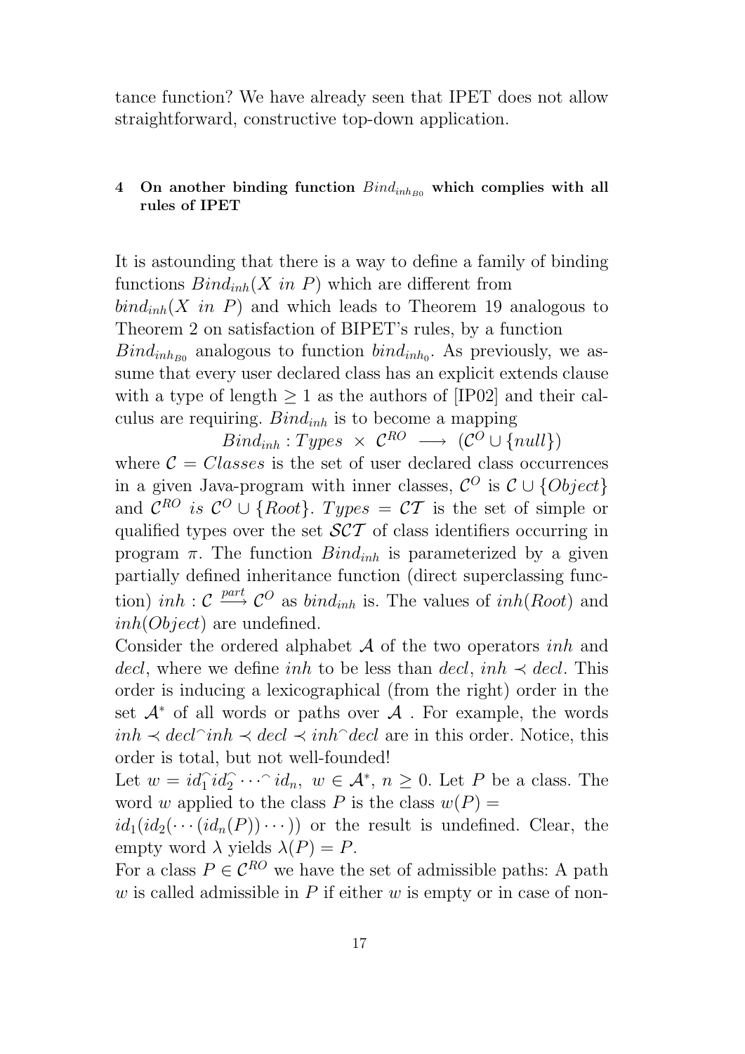tance function? We have already seen that IPET does not allow straightforward, constructive top-down application.

## 4 On another binding function $Bind_{inh_{B0}}$ which complies with all rules of IPET

It is astounding that there is a way to define a family of binding functions $Bind_{inh}(X\ in\ P)$ which are different from $bind_{inh}(X\ in\ P)$ and which leads to Theorem 19 analogous to Theorem 2 on satisfaction of BIPET's rules, by a function $Bind_{inh_{B0}}$ analogous to function $bind_{inh_0}$. As previously, we assume that every user declared class has an explicit extends clause with a type of length $\geq 1$ as the authors of [IP02] and their calculus are requiring. $Bind_{inh}$ is to become a mapping

$$Bind_{inh} : Types\ \times\ \mathcal{C}^{RO}\ \longrightarrow\ (\mathcal{C}^{O} \cup \{null\})$$

where $\mathcal{C} = Classes$ is the set of user declared class occurrences in a given Java-program with inner classes, $\mathcal{C}^{O}$ is $\mathcal{C} \cup \{Object\}$ and $\mathcal{C}^{RO}$ *is* $\mathcal{C}^{O} \cup \{Root\}$. $Types = \mathcal{CT}$ is the set of simple or qualified types over the set $\mathcal{SCT}$ of class identifiers occurring in program $\pi$. The function $Bind_{inh}$ is parameterized by a given partially defined inheritance function (direct superclassing function) $inh : \mathcal{C} \stackrel{part}{\longrightarrow} \mathcal{C}^{O}$ as $bind_{inh}$ is. The values of $inh(Root)$ and $inh(Object)$ are undefined.

Consider the ordered alphabet $\mathcal{A}$ of the two operators $inh$ and $decl$, where we define $inh$ to be less than $decl$, $inh \prec decl$. This order is inducing a lexicographical (from the right) order in the set $\mathcal{A}^*$ of all words or paths over $\mathcal{A}$ . For example, the words $inh \prec decl^\frown inh \prec decl \prec inh^\frown decl$ are in this order. Notice, this order is total, but not well-founded!

Let $w = id_1^\frown id_2^\frown \cdots ^\frown id_n,\ w \in \mathcal{A}^*,\ n \geq 0$. Let $P$ be a class. The word $w$ applied to the class $P$ is the class $w(P) = id_1(id_2(\cdots(id_n(P))\cdots))$ or the result is undefined. Clear, the empty word $\lambda$ yields $\lambda(P) = P$.

For a class $P \in \mathcal{C}^{RO}$ we have the set of admissible paths: A path $w$ is called admissible in $P$ if either $w$ is empty or in case of non-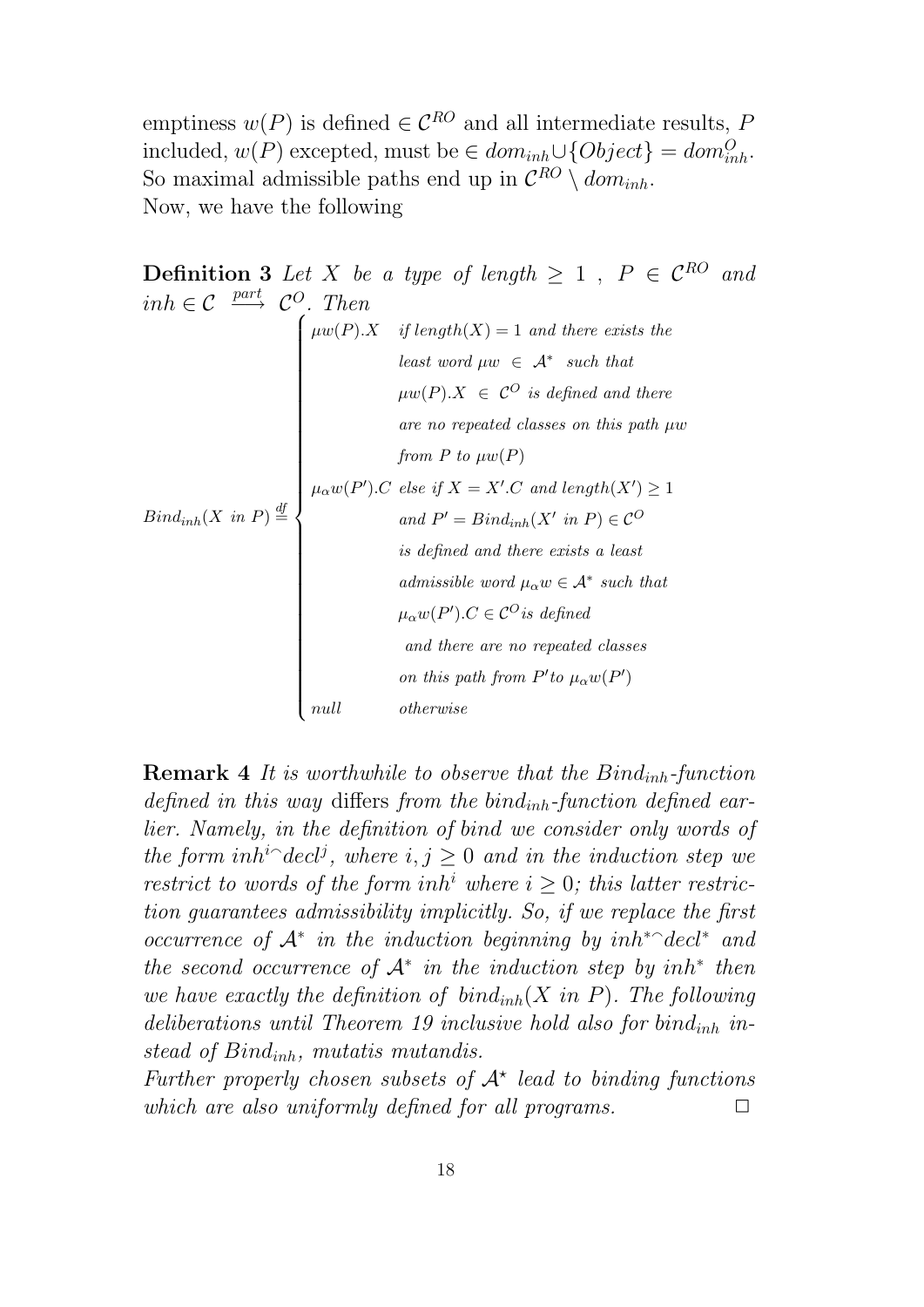emptiness $w(P)$ is defined $\in \mathcal{C}^{RO}$ and all intermediate results, $P$ included, $w(P)$ excepted, must be $\in dom_{inh} \cup \{Object\} = dom^{O}_{inh}$. So maximal admissible paths end up in $\mathcal{C}^{RO} \setminus dom_{inh}$.
Now, we have the following

**Definition 3** *Let $X$ be a type of length $\geq 1$ , $P \in \mathcal{C}^{RO}$ and $inh \in \mathcal{C} \xrightarrow{part} \mathcal{C}^{O}$. Then*

$$
Bind_{inh}(X \text{ in } P) \stackrel{df}{=} \begin{cases}
\mu w(P).X & \text{if } length(X) = 1 \text{ and there exists the} \\
 & \text{least word } \mu w \in \mathcal{A}^{*} \text{ such that} \\
 & \mu w(P).X \in \mathcal{C}^{O} \text{ is defined and there} \\
 & \text{are no repeated classes on this path } \mu w \\
 & \text{from } P \text{ to } \mu w(P) \\
\mu_{\alpha} w(P').C & \text{else if } X = X'.C \text{ and } length(X') \geq 1 \\
 & \text{and } P' = Bind_{inh}(X' \text{ in } P) \in \mathcal{C}^{O} \\
 & \text{is defined and there exists a least} \\
 & \text{admissible word } \mu_{\alpha} w \in \mathcal{A}^{*} \text{ such that} \\
 & \mu_{\alpha} w(P').C \in \mathcal{C}^{O} \text{is defined} \\
 & \text{and there are no repeated classes} \\
 & \text{on this path from } P' \text{to } \mu_{\alpha} w(P') \\
null & \text{otherwise}
\end{cases}
$$

**Remark 4** *It is worthwhile to observe that the $Bind_{inh}$-function defined in this way* differs *from the $bind_{inh}$-function defined earlier. Namely, in the definition of bind we consider only words of the form $inh^{i} {}^\frown decl^{j}$, where $i, j \geq 0$ and in the induction step we restrict to words of the form $inh^{i}$ where $i \geq 0$; this latter restriction guarantees admissibility implicitly. So, if we replace the first occurrence of $\mathcal{A}^{*}$ in the induction beginning by $inh^{*} {}^\frown decl^{*}$ and the second occurrence of $\mathcal{A}^{*}$ in the induction step by $inh^{*}$ then we have exactly the definition of $bind_{inh}(X \text{ in } P)$. The following deliberations until Theorem 19 inclusive hold also for $bind_{inh}$ instead of $Bind_{inh}$, mutatis mutandis.*
*Further properly chosen subsets of $\mathcal{A}^{\star}$ lead to binding functions which are also uniformly defined for all programs.* □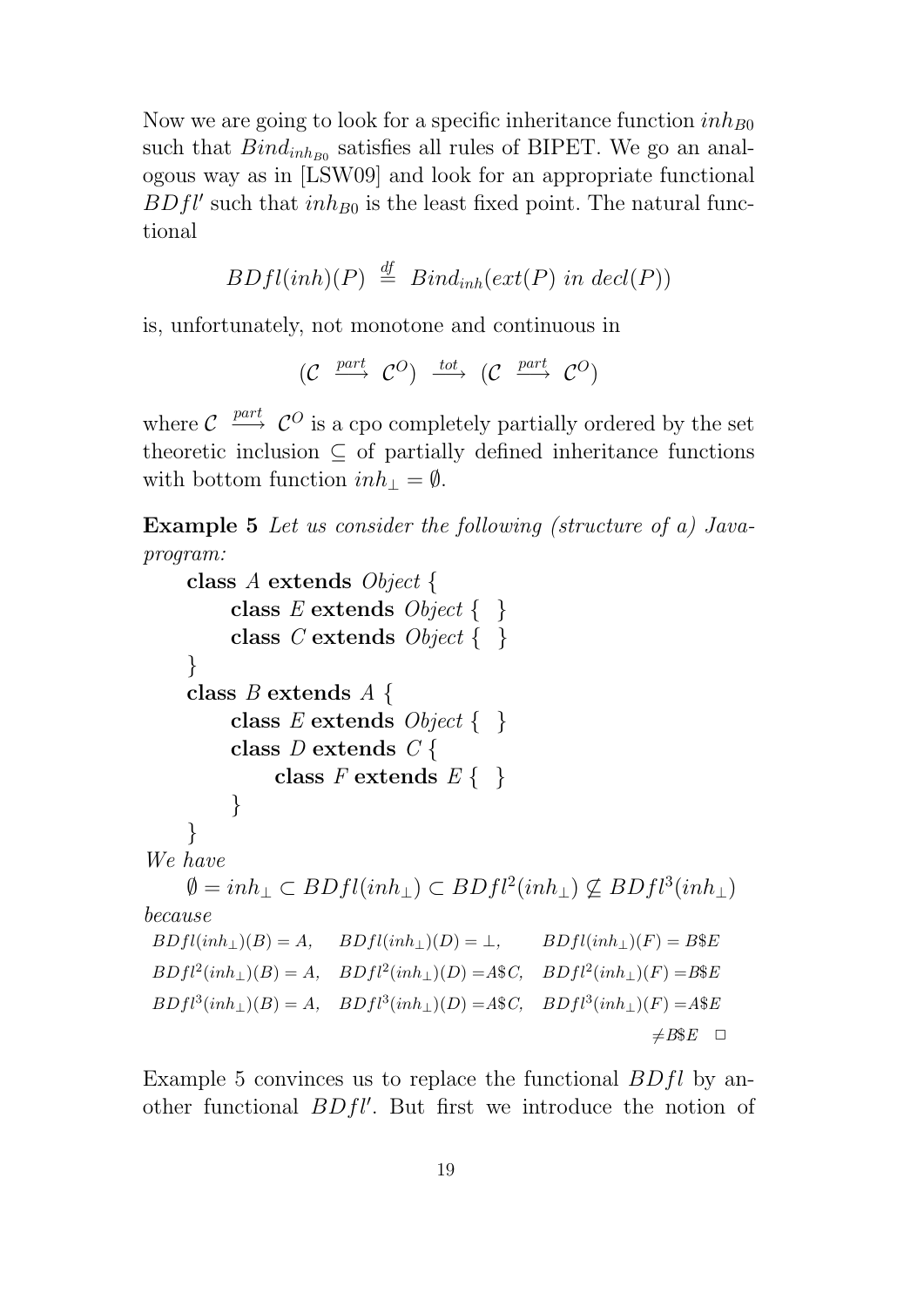Now we are going to look for a specific inheritance function $inh_{B0}$ such that $Bind_{inh_{B0}}$ satisfies all rules of BIPET. We go an analogous way as in [LSW09] and look for an appropriate functional $BDfl'$ such that $inh_{B0}$ is the least fixed point. The natural functional

$$BDfl(inh)(P) \stackrel{df}{=} Bind_{inh}(ext(P) \ in \ decl(P))$$

is, unfortunately, not monotone and continuous in

$$(\mathcal{C} \xrightarrow{part} \mathcal{C}^O) \xrightarrow{tot} (\mathcal{C} \xrightarrow{part} \mathcal{C}^O)$$

where $\mathcal{C} \xrightarrow{part} \mathcal{C}^O$ is a cpo completely partially ordered by the set theoretic inclusion $\subseteq$ of partially defined inheritance functions with bottom function $inh_\perp = \emptyset$.

**Example 5** *Let us consider the following (structure of a) Java-program:*

```
class A extends Object {
    class E extends Object { }
    class C extends Object { }
}
class B extends A {
    class E extends Object { }
    class D extends C {
        class F extends E { }
    }
}
```

*We have*

$$\emptyset = inh_\perp \subset BDfl(inh_\perp) \subset BDfl^2(inh_\perp) \not\subseteq BDfl^3(inh_\perp)$$

*because*

$BDfl(inh_\perp)(B) = A, \quad BDfl(inh_\perp)(D) = \perp, \quad BDfl(inh_\perp)(F) = B\$E$

$BDfl^2(inh_\perp)(B) = A, \quad BDfl^2(inh_\perp)(D) = A\$C, \quad BDfl^2(inh_\perp)(F) = B\$E$

$BDfl^3(inh_\perp)(B) = A, \quad BDfl^3(inh_\perp)(D) = A\$C, \quad BDfl^3(inh_\perp)(F) = A\$E$

$\neq B\$E \quad \square$

Example 5 convinces us to replace the functional $BDfl$ by another functional $BDfl'$. But first we introduce the notion of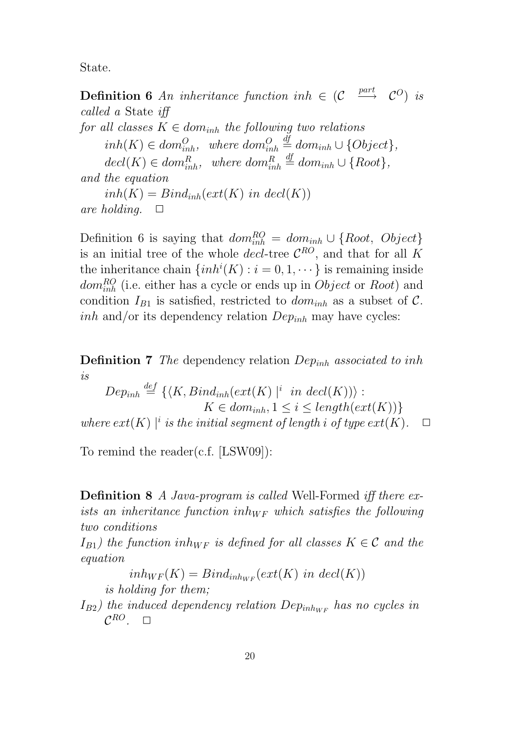State.

**Definition 6** *An inheritance function* $inh \in (\mathcal{C} \overset{part}{\longrightarrow} \mathcal{C}^O)$ *is called a* State *iff*
*for all classes* $K \in dom_{inh}$ *the following two relations*

$$inh(K) \in dom^O_{inh}, \;\; \text{where } dom^O_{inh} \overset{df}{=} dom_{inh} \cup \{Object\},$$

$$decl(K) \in dom^R_{inh}, \;\; \text{where } dom^R_{inh} \overset{df}{=} dom_{inh} \cup \{Root\},$$

*and the equation*

$$inh(K) = Bind_{inh}(ext(K) \text{ in } decl(K))$$

*are holding.* $\square$

Definition 6 is saying that $dom^{RO}_{inh} = dom_{inh} \cup \{Root,\; Object\}$ is an initial tree of the whole *decl*-tree $\mathcal{C}^{RO}$, and that for all $K$ the inheritance chain $\{inh^i(K) : i = 0, 1, \cdots\}$ is remaining inside $dom^{RO}_{inh}$ (i.e. either has a cycle or ends up in *Object* or *Root*) and condition $I_{B1}$ is satisfied, restricted to $dom_{inh}$ as a subset of $\mathcal{C}$. *inh* and/or its dependency relation $Dep_{inh}$ may have cycles:

**Definition 7** *The* dependency relation $Dep_{inh}$ *associated to inh is*

$$Dep_{inh} \overset{def}{=} \{\langle K, Bind_{inh}(ext(K) \mid^i \text{ in } decl(K))\rangle : K \in dom_{inh}, 1 \le i \le length(ext(K))\}$$

*where* $ext(K) \mid^i$ *is the initial segment of length* $i$ *of type* $ext(K)$. $\square$

To remind the reader(c.f. [LSW09]):

**Definition 8** *A Java-program is called* Well-Formed *iff there exists an inheritance function* $inh_{WF}$ *which satisfies the following two conditions*

$I_{B1}$*) the function* $inh_{WF}$ *is defined for all classes* $K \in \mathcal{C}$ *and the equation*

$$inh_{WF}(K) = Bind_{inh_{WF}}(ext(K) \text{ in } decl(K))$$

*is holding for them;*

$I_{B2}$*) the induced dependency relation* $Dep_{inh_{WF}}$ *has no cycles in* $\mathcal{C}^{RO}$. $\square$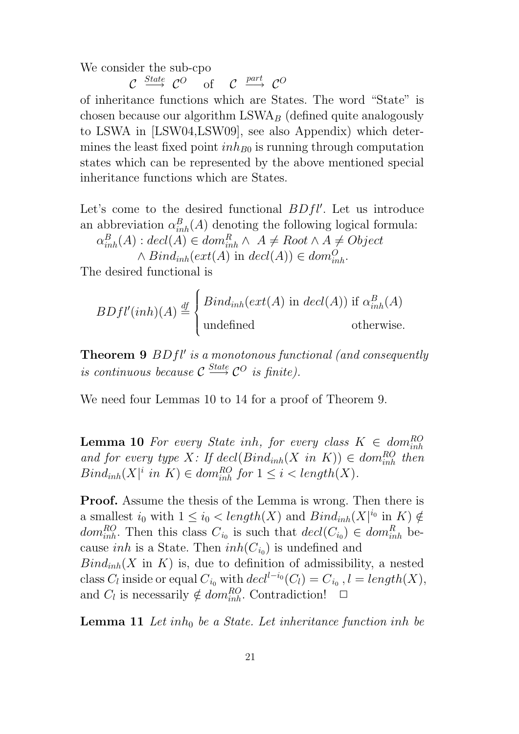We consider the sub-cpo

$$\mathcal{C} \stackrel{State}{\longrightarrow} \mathcal{C}^O \quad \text{of} \quad \mathcal{C} \stackrel{part}{\longrightarrow} \mathcal{C}^O$$

of inheritance functions which are States. The word "State" is chosen because our algorithm $\mathrm{LSWA}_B$ (defined quite analogously to LSWA in [LSW04,LSW09], see also Appendix) which determines the least fixed point $inh_{B0}$ is running through computation states which can be represented by the above mentioned special inheritance functions which are States.

Let's come to the desired functional $BDfl'$. Let us introduce an abbreviation $\alpha^B_{inh}(A)$ denoting the following logical formula:

$$\alpha^B_{inh}(A) : decl(A) \in dom^R_{inh} \wedge \ A \neq Root \wedge A \neq Object$$
$$\wedge\, Bind_{inh}(ext(A) \text{ in } decl(A)) \in dom^O_{inh}.$$

The desired functional is

$$BDfl'(inh)(A) \stackrel{df}{=} \begin{cases} Bind_{inh}(ext(A) \text{ in } decl(A)) \text{ if } \alpha^B_{inh}(A) \\ \text{undefined} \qquad\qquad\qquad\quad \text{otherwise.} \end{cases}$$

**Theorem 9** *$BDfl'$ is a monotonous functional (and consequently is continuous because $\mathcal{C} \stackrel{State}{\longrightarrow} \mathcal{C}^O$ is finite).*

We need four Lemmas 10 to 14 for a proof of Theorem 9.

**Lemma 10** *For every State $inh$, for every class $K \in dom^{RO}_{inh}$ and for every type $X$: If $decl(Bind_{inh}(X \text{ in } K)) \in dom^{RO}_{inh}$ then $Bind_{inh}(X|^i \text{ in } K) \in dom^{RO}_{inh}$ for $1 \leq i < length(X)$.*

**Proof.** Assume the thesis of the Lemma is wrong. Then there is a smallest $i_0$ with $1 \leq i_0 < length(X)$ and $Bind_{inh}(X|^{i_0} \text{ in } K) \notin dom^{RO}_{inh}$. Then this class $C_{i_0}$ is such that $decl(C_{i_0}) \in dom^R_{inh}$ because $inh$ is a State. Then $inh(C_{i_0})$ is undefined and $Bind_{inh}(X \text{ in } K)$ is, due to definition of admissibility, a nested class $C_l$ inside or equal $C_{i_0}$ with $decl^{l-i_0}(C_l) = C_{i_0}$, $l = length(X)$, and $C_l$ is necessarily $\notin dom^{RO}_{inh}$. Contradiction! $\square$

**Lemma 11** *Let $inh_0$ be a State. Let inheritance function $inh$ be*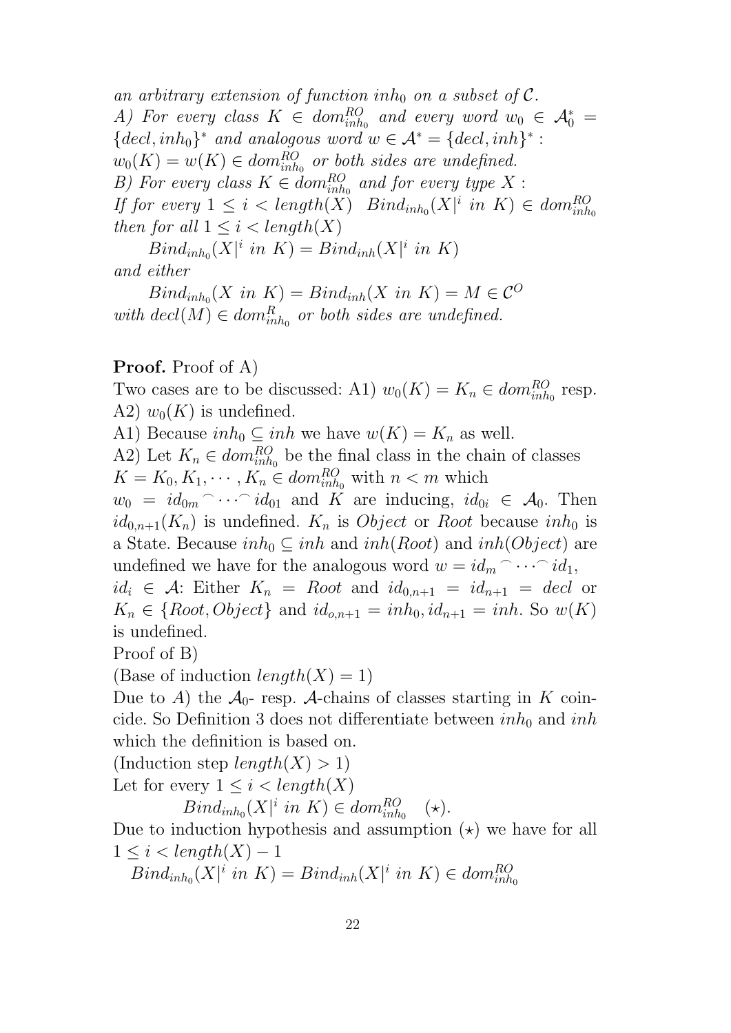*an arbitrary extension of function $inh_0$ on a subset of $\mathcal{C}$.*
*A) For every class $K \in dom^{RO}_{inh_0}$ and every word $w_0 \in \mathcal{A}_0^* = \{decl, inh_0\}^*$ and analogous word $w \in \mathcal{A}^* = \{decl, inh\}^*$ :*
*$w_0(K) = w(K) \in dom^{RO}_{inh_0}$ or both sides are undefined.*
*B) For every class $K \in dom^{RO}_{inh_0}$ and for every type $X$ :*
*If for every $1 \leq i < length(X)$ $\;Bind_{inh_0}(X|^i \; in \; K) \in dom^{RO}_{inh_0}$ then for all $1 \leq i < length(X)$*

$$Bind_{inh_0}(X|^i \; in \; K) = Bind_{inh}(X|^i \; in \; K)$$

*and either*

$$Bind_{inh_0}(X \; in \; K) = Bind_{inh}(X \; in \; K) = M \in \mathcal{C}^O$$

*with $decl(M) \in dom^R_{inh_0}$ or both sides are undefined.*

**Proof.** Proof of A)
Two cases are to be discussed: A1) $w_0(K) = K_n \in dom^{RO}_{inh_0}$ resp. A2) $w_0(K)$ is undefined.
A1) Because $inh_0 \subseteq inh$ we have $w(K) = K_n$ as well.
A2) Let $K_n \in dom^{RO}_{inh_0}$ be the final class in the chain of classes $K = K_0, K_1, \cdots, K_n \in dom^{RO}_{inh_0}$ with $n < m$ which $w_0 = id_{0m} {}^\frown \cdots {}^\frown id_{01}$ and $K$ are inducing, $id_{0i} \in \mathcal{A}_0$. Then $id_{0,n+1}(K_n)$ is undefined. $K_n$ is *Object* or *Root* because $inh_0$ is a State. Because $inh_0 \subseteq inh$ and $inh(Root)$ and $inh(Object)$ are undefined we have for the analogous word $w = id_m {}^\frown \cdots {}^\frown id_1$, $id_i \in \mathcal{A}$: Either $K_n = Root$ and $id_{0,n+1} = id_{n+1} = decl$ or $K_n \in \{Root, Object\}$ and $id_{o,n+1} = inh_0, id_{n+1} = inh$. So $w(K)$ is undefined.
Proof of B)
(Base of induction $length(X) = 1$)
Due to $A$) the $\mathcal{A}_0$- resp. $\mathcal{A}$-chains of classes starting in $K$ coincide. So Definition 3 does not differentiate between $inh_0$ and $inh$ which the definition is based on.
(Induction step $length(X) > 1$)
Let for every $1 \leq i < length(X)$

$$Bind_{inh_0}(X|^i \; in \; K) \in dom^{RO}_{inh_0} \quad (\star).$$

Due to induction hypothesis and assumption $(\star)$ we have for all $1 \leq i < length(X) - 1$

$$Bind_{inh_0}(X|^i \; in \; K) = Bind_{inh}(X|^i \; in \; K) \in dom^{RO}_{inh_0}$$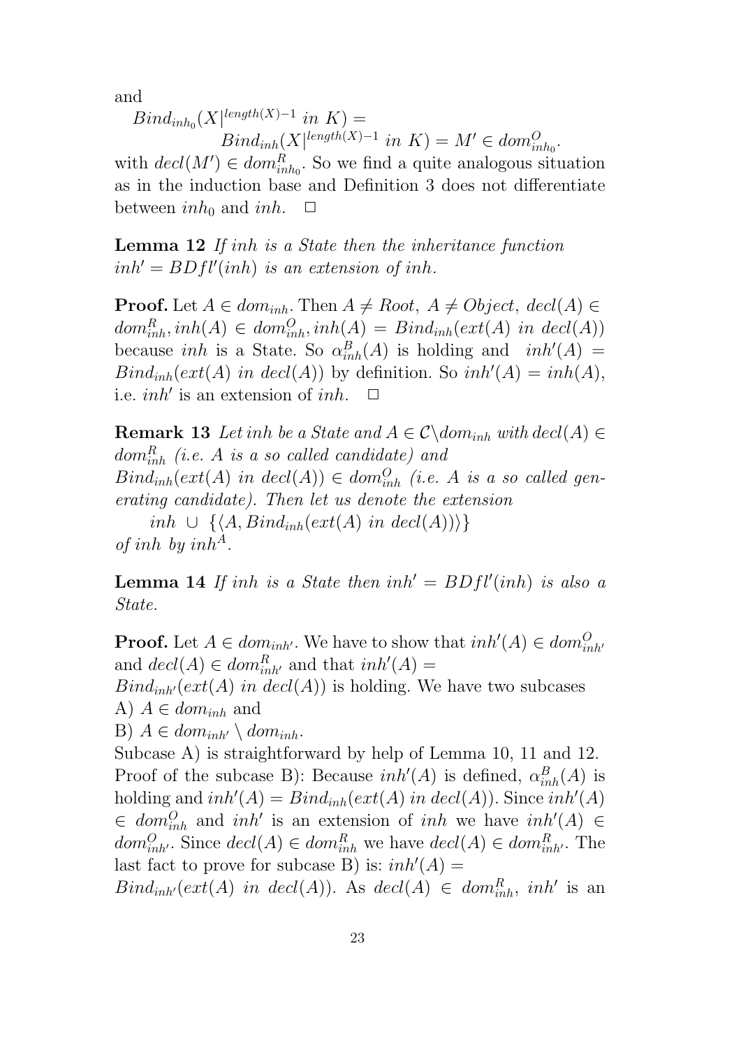and

$Bind_{inh_0}(X|^{length(X)-1}\ in\ K) =$
$$Bind_{inh}(X|^{length(X)-1}\ in\ K) = M' \in dom^O_{inh_0}.$$
with $decl(M') \in dom^R_{inh_0}$. So we find a quite analogous situation as in the induction base and Definition 3 does not differentiate between $inh_0$ and $inh$. $\Box$

**Lemma 12** *If inh is a State then the inheritance function $inh' = BDfl'(inh)$ is an extension of inh.*

**Proof.** Let $A \in dom_{inh}$. Then $A \neq Root$, $A \neq Object$, $decl(A) \in dom^R_{inh}, inh(A) \in dom^O_{inh}, inh(A) = Bind_{inh}(ext(A)\ in\ decl(A))$ because $inh$ is a State. So $\alpha^B_{inh}(A)$ is holding and $inh'(A) = Bind_{inh}(ext(A)\ in\ decl(A))$ by definition. So $inh'(A) = inh(A)$, i.e. $inh'$ is an extension of $inh$. $\Box$

**Remark 13** *Let inh be a State and $A \in \mathcal{C} \backslash dom_{inh}$ with $decl(A) \in dom^R_{inh}$ (i.e. A is a so called candidate) and $Bind_{inh}(ext(A)\ in\ decl(A)) \in dom^O_{inh}$ (i.e. A is a so called generating candidate). Then let us denote the extension*
$$inh\ \cup\ \{\langle A, Bind_{inh}(ext(A)\ in\ decl(A))\rangle\}$$
*of inh by $inh^A$.*

**Lemma 14** *If inh is a State then $inh' = BDfl'(inh)$ is also a State.*

**Proof.** Let $A \in dom_{inh'}$. We have to show that $inh'(A) \in dom^O_{inh'}$ and $decl(A) \in dom^R_{inh'}$ and that $inh'(A) =$ $Bind_{inh'}(ext(A)\ in\ decl(A))$ is holding. We have two subcases
A) $A \in dom_{inh}$ and
B) $A \in dom_{inh'} \setminus dom_{inh}$.
Subcase A) is straightforward by help of Lemma 10, 11 and 12.
Proof of the subcase B): Because $inh'(A)$ is defined, $\alpha^B_{inh}(A)$ is holding and $inh'(A) = Bind_{inh}(ext(A)\ in\ decl(A))$. Since $inh'(A) \in dom^O_{inh}$ and $inh'$ is an extension of $inh$ we have $inh'(A) \in dom^O_{inh'}$. Since $decl(A) \in dom^R_{inh}$ we have $decl(A) \in dom^R_{inh'}$. The last fact to prove for subcase B) is: $inh'(A) =$ $Bind_{inh'}(ext(A)\ in\ decl(A))$. As $decl(A) \in dom^R_{inh}$, $inh'$ is an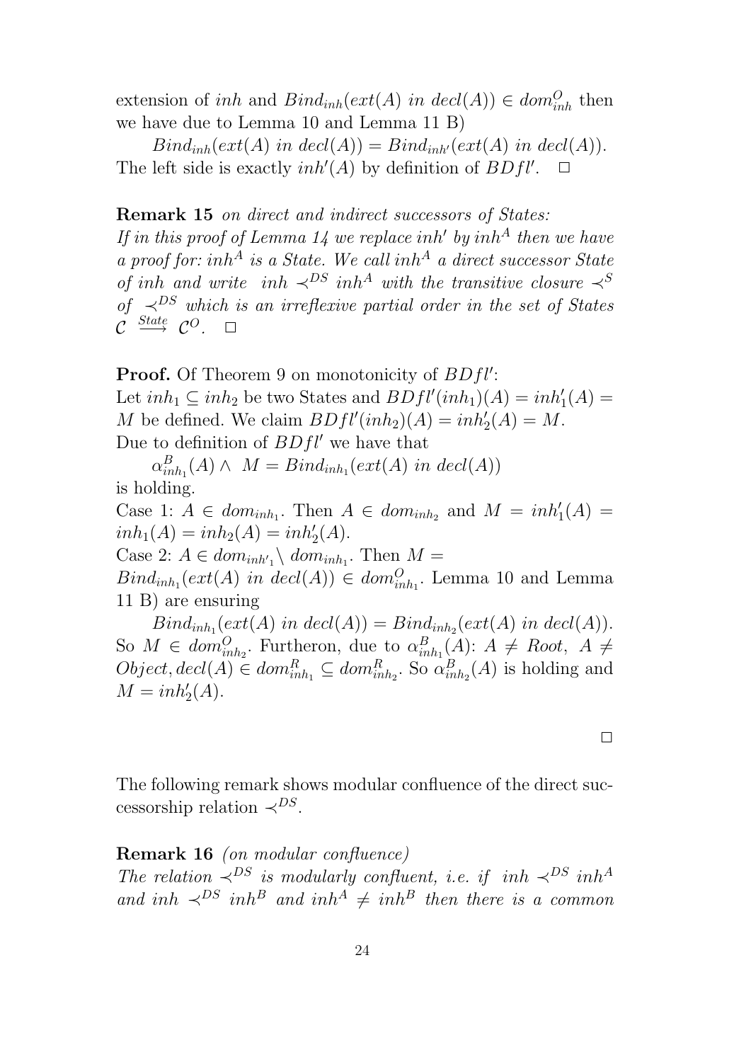extension of $inh$ and $Bind_{inh}(ext(A)\ in\ decl(A)) \in dom^O_{inh}$ then we have due to Lemma 10 and Lemma 11 B)

$$Bind_{inh}(ext(A)\ in\ decl(A)) = Bind_{inh'}(ext(A)\ in\ decl(A)).$$

The left side is exactly $inh'(A)$ by definition of $BDfl'$. $\square$

**Remark 15** *on direct and indirect successors of States: If in this proof of Lemma 14 we replace $inh'$ by $inh^A$ then we have a proof for: $inh^A$ is a State. We call $inh^A$ a direct successor State of $inh$ and write $inh \prec^{DS} inh^A$ with the transitive closure $\prec^S$ of $\prec^{DS}$ which is an irreflexive partial order in the set of States $\mathcal{C} \stackrel{State}{\longrightarrow} \mathcal{C}^O$.* $\square$

**Proof.** Of Theorem 9 on monotonicity of $BDfl'$:
Let $inh_1 \subseteq inh_2$ be two States and $BDfl'(inh_1)(A) = inh'_1(A) = M$ be defined. We claim $BDfl'(inh_2)(A) = inh'_2(A) = M$.
Due to definition of $BDfl'$ we have that

$$\alpha^B_{inh_1}(A) \wedge\ M = Bind_{inh_1}(ext(A)\ in\ decl(A))$$

is holding.
Case 1: $A \in dom_{inh_1}$. Then $A \in dom_{inh_2}$ and $M = inh'_1(A) = inh_1(A) = inh_2(A) = inh'_2(A)$.
Case 2: $A \in dom_{inh'_1} \setminus dom_{inh_1}$. Then $M = Bind_{inh_1}(ext(A)\ in\ decl(A)) \in dom^O_{inh_1}$. Lemma 10 and Lemma 11 B) are ensuring

$$Bind_{inh_1}(ext(A)\ in\ decl(A)) = Bind_{inh_2}(ext(A)\ in\ decl(A)).$$

So $M \in dom^O_{inh_2}$. Furtheron, due to $\alpha^B_{inh_1}(A)$: $A \neq Root,\ A \neq Object, decl(A) \in dom^R_{inh_1} \subseteq dom^R_{inh_2}$. So $\alpha^B_{inh_2}(A)$ is holding and $M = inh'_2(A)$.

$\square$

The following remark shows modular confluence of the direct successorship relation $\prec^{DS}$.

**Remark 16** *(on modular confluence)*
*The relation $\prec^{DS}$ is modularly confluent, i.e. if $inh \prec^{DS} inh^A$ and $inh \prec^{DS} inh^B$ and $inh^A \neq inh^B$ then there is a common*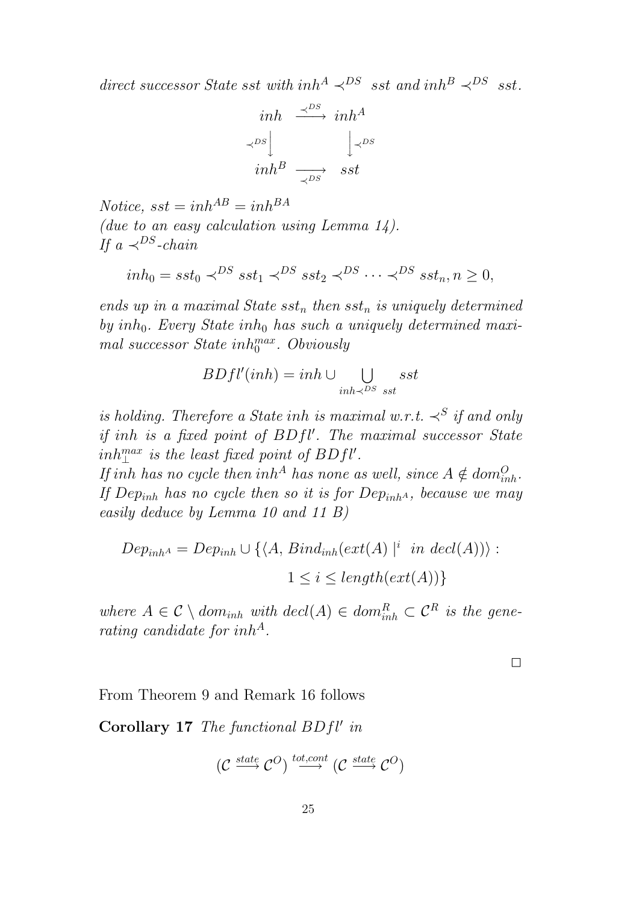*direct successor State sst with $inh^A \prec^{DS}$ sst and $inh^B \prec^{DS}$ sst.*

$$\begin{array}{ccc} inh & \xrightarrow{\prec^{DS}} & inh^A \\ {\scriptstyle \prec^{DS}}\downarrow & & \downarrow{\scriptstyle \prec^{DS}} \\ inh^B & \xrightarrow[\prec^{DS}]{} & sst \end{array}$$

*Notice, $sst = inh^{AB} = inh^{BA}$*
*(due to an easy calculation using Lemma 14).*
*If a $\prec^{DS}$-chain*

$$inh_0 = sst_0 \prec^{DS} sst_1 \prec^{DS} sst_2 \prec^{DS} \cdots \prec^{DS} sst_n, n \geq 0,$$

*ends up in a maximal State $sst_n$ then $sst_n$ is uniquely determined by $inh_0$. Every State $inh_0$ has such a uniquely determined maximal successor State $inh_0^{max}$. Obviously*

$$BDfl'(inh) = inh \cup \bigcup_{inh \prec^{DS} sst} sst$$

*is holding. Therefore a State inh is maximal w.r.t. $\prec^S$ if and only if inh is a fixed point of $BDfl'$. The maximal successor State $inh_\perp^{max}$ is the least fixed point of $BDfl'$.*
*If inh has no cycle then $inh^A$ has none as well, since $A \notin dom^O_{inh}$. If $Dep_{inh}$ has no cycle then so it is for $Dep_{inh^A}$, because we may easily deduce by Lemma 10 and 11 B)*

$$Dep_{inh^A} = Dep_{inh} \cup \{\langle A, Bind_{inh}(ext(A) \mid^i \ in \ decl(A))\rangle : \\ 1 \leq i \leq length(ext(A))\}$$

*where $A \in \mathcal{C} \setminus dom_{inh}$ with $decl(A) \in dom^R_{inh} \subset \mathcal{C}^R$ is the generating candidate for $inh^A$.*

□

From Theorem 9 and Remark 16 follows

**Corollary 17** *The functional $BDfl'$ in*

$$(\mathcal{C} \xrightarrow{state} \mathcal{C}^O) \xrightarrow{tot,cont} (\mathcal{C} \xrightarrow{state} \mathcal{C}^O)$$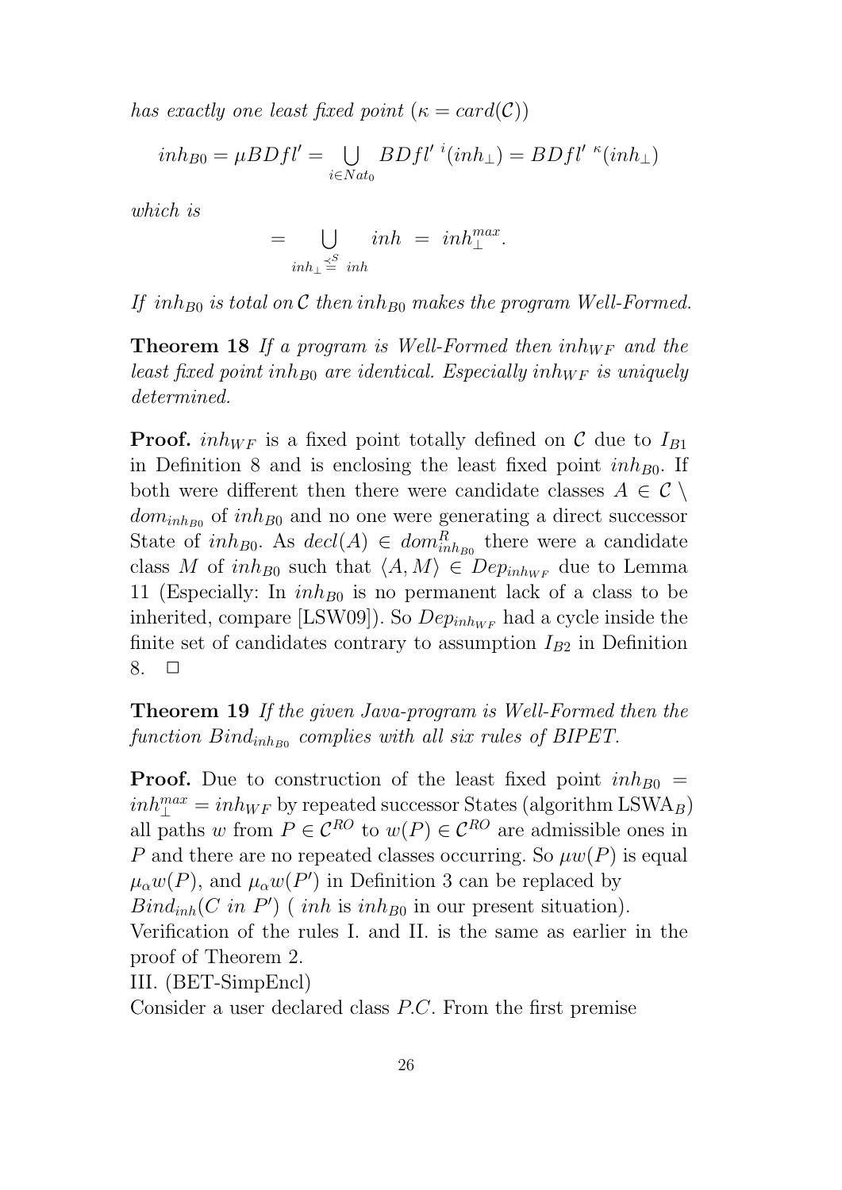*has exactly one least fixed point* ($\kappa = card(\mathcal{C})$)

$$inh_{B0} = \mu BDfl' = \bigcup_{i \in Nat_0} BDfl'^{\ i}(inh_\perp) = BDfl'^{\ \kappa}(inh_\perp)$$

*which is*

$$= \bigcup_{inh_\perp \overset{\prec^S}{=} inh} inh \ = \ inh_\perp^{max}.$$

*If $inh_{B0}$ is total on $\mathcal{C}$ then $inh_{B0}$ makes the program Well-Formed.*

**Theorem 18** *If a program is Well-Formed then $inh_{WF}$ and the least fixed point $inh_{B0}$ are identical. Especially $inh_{WF}$ is uniquely determined.*

**Proof.** $inh_{WF}$ is a fixed point totally defined on $\mathcal{C}$ due to $I_{B1}$ in Definition 8 and is enclosing the least fixed point $inh_{B0}$. If both were different then there were candidate classes $A \in \mathcal{C} \setminus dom_{inh_{B0}}$ of $inh_{B0}$ and no one were generating a direct successor State of $inh_{B0}$. As $decl(A) \in dom^R_{inh_{B0}}$ there were a candidate class $M$ of $inh_{B0}$ such that $\langle A, M \rangle \in Dep_{inh_{WF}}$ due to Lemma 11 (Especially: In $inh_{B0}$ is no permanent lack of a class to be inherited, compare [LSW09]). So $Dep_{inh_{WF}}$ had a cycle inside the finite set of candidates contrary to assumption $I_{B2}$ in Definition 8. $\square$

**Theorem 19** *If the given Java-program is Well-Formed then the function $Bind_{inh_{B0}}$ complies with all six rules of BIPET.*

**Proof.** Due to construction of the least fixed point $inh_{B0} = inh_\perp^{max} = inh_{WF}$ by repeated successor States (algorithm LSWA$_B$) all paths $w$ from $P \in \mathcal{C}^{RO}$ to $w(P) \in \mathcal{C}^{RO}$ are admissible ones in $P$ and there are no repeated classes occurring. So $\mu w(P)$ is equal $\mu_\alpha w(P)$, and $\mu_\alpha w(P')$ in Definition 3 can be replaced by $Bind_{inh}(C\ in\ P')$ ( $inh$ is $inh_{B0}$ in our present situation).
Verification of the rules I. and II. is the same as earlier in the proof of Theorem 2.
III. (BET-SimpEncl)
Consider a user declared class $P.C$. From the first premise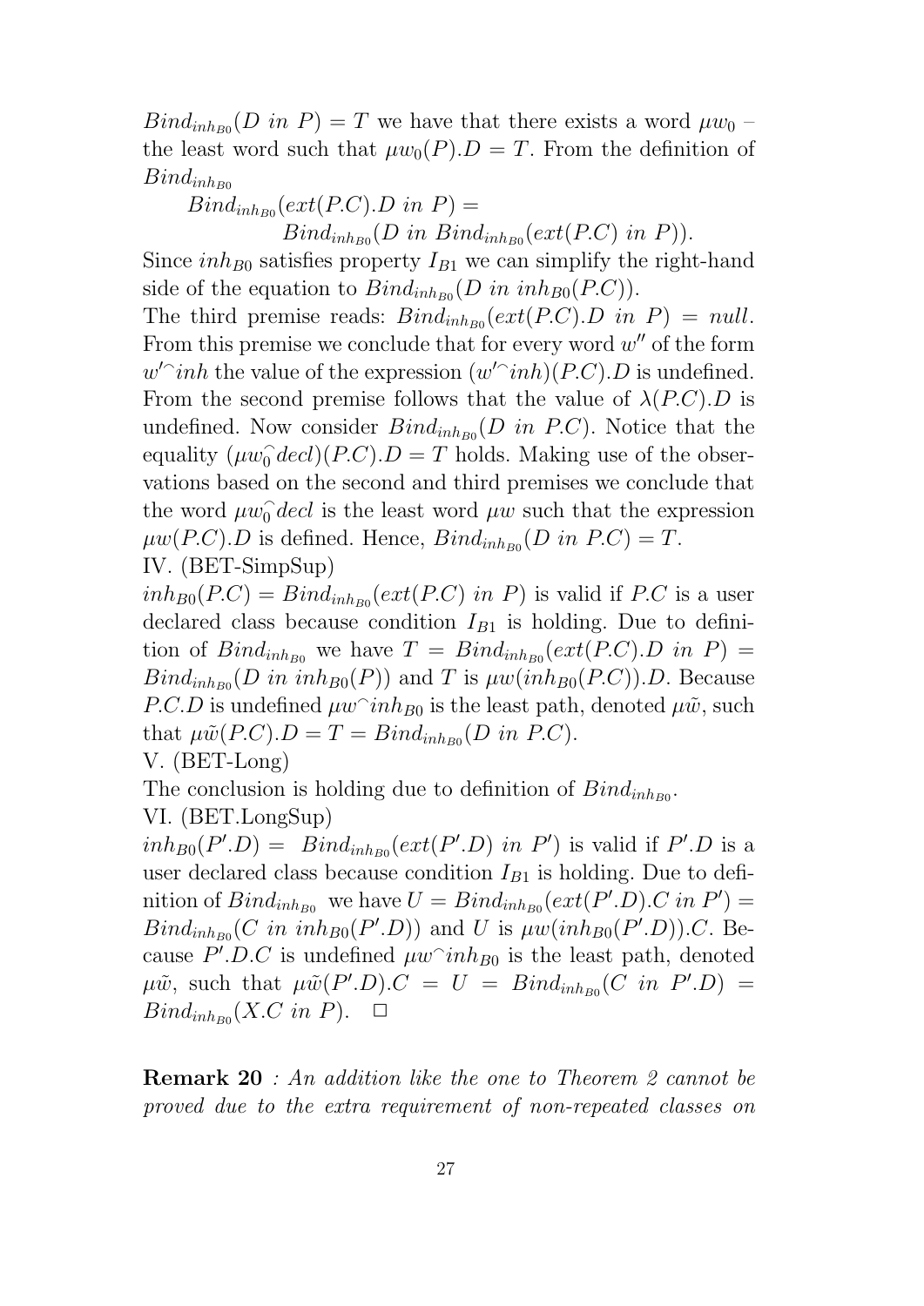$Bind_{inh_{B0}}(D\ in\ P) = T$ we have that there exists a word $\mu w_0$ – the least word such that $\mu w_0(P).D = T$. From the definition of $Bind_{inh_{B0}}$

$$Bind_{inh_{B0}}(ext(P.C).D\ in\ P) =$$
$$Bind_{inh_{B0}}(D\ in\ Bind_{inh_{B0}}(ext(P.C)\ in\ P)).$$

Since $inh_{B0}$ satisfies property $I_{B1}$ we can simplify the right-hand side of the equation to $Bind_{inh_{B0}}(D\ in\ inh_{B0}(P.C))$.

The third premise reads: $Bind_{inh_{B0}}(ext(P.C).D\ in\ P) = null$. From this premise we conclude that for every word $w''$ of the form $w'^\frown inh$ the value of the expression $(w'^\frown inh)(P.C).D$ is undefined. From the second premise follows that the value of $\lambda(P.C).D$ is undefined. Now consider $Bind_{inh_{B0}}(D\ in\ P.C)$. Notice that the equality $(\mu w_0^\frown decl)(P.C).D = T$ holds. Making use of the observations based on the second and third premises we conclude that the word $\mu w_0^\frown decl$ is the least word $\mu w$ such that the expression $\mu w(P.C).D$ is defined. Hence, $Bind_{inh_{B0}}(D\ in\ P.C) = T$.

IV. (BET-SimpSup)

$inh_{B0}(P.C) = Bind_{inh_{B0}}(ext(P.C)\ in\ P)$ is valid if $P.C$ is a user declared class because condition $I_{B1}$ is holding. Due to definition of $Bind_{inh_{B0}}$ we have $T = Bind_{inh_{B0}}(ext(P.C).D\ in\ P) = Bind_{inh_{B0}}(D\ in\ inh_{B0}(P))$ and $T$ is $\mu w(inh_{B0}(P.C)).D$. Because $P.C.D$ is undefined $\mu w^\frown inh_{B0}$ is the least path, denoted $\mu\tilde{w}$, such that $\mu\tilde{w}(P.C).D = T = Bind_{inh_{B0}}(D\ in\ P.C)$.

V. (BET-Long)

The conclusion is holding due to definition of $Bind_{inh_{B0}}$.

VI. (BET.LongSup)

$inh_{B0}(P'.D) = Bind_{inh_{B0}}(ext(P'.D)\ in\ P')$ is valid if $P'.D$ is a user declared class because condition $I_{B1}$ is holding. Due to definition of $Bind_{inh_{B0}}$ we have $U = Bind_{inh_{B0}}(ext(P'.D).C\ in\ P') = Bind_{inh_{B0}}(C\ in\ inh_{B0}(P'.D))$ and $U$ is $\mu w(inh_{B0}(P'.D)).C$. Because $P'.D.C$ is undefined $\mu w^\frown inh_{B0}$ is the least path, denoted $\mu\tilde{w}$, such that $\mu\tilde{w}(P'.D).C = U = Bind_{inh_{B0}}(C\ in\ P'.D) = Bind_{inh_{B0}}(X.C\ in\ P)$. $\Box$

**Remark 20** *: An addition like the one to Theorem 2 cannot be proved due to the extra requirement of non-repeated classes on*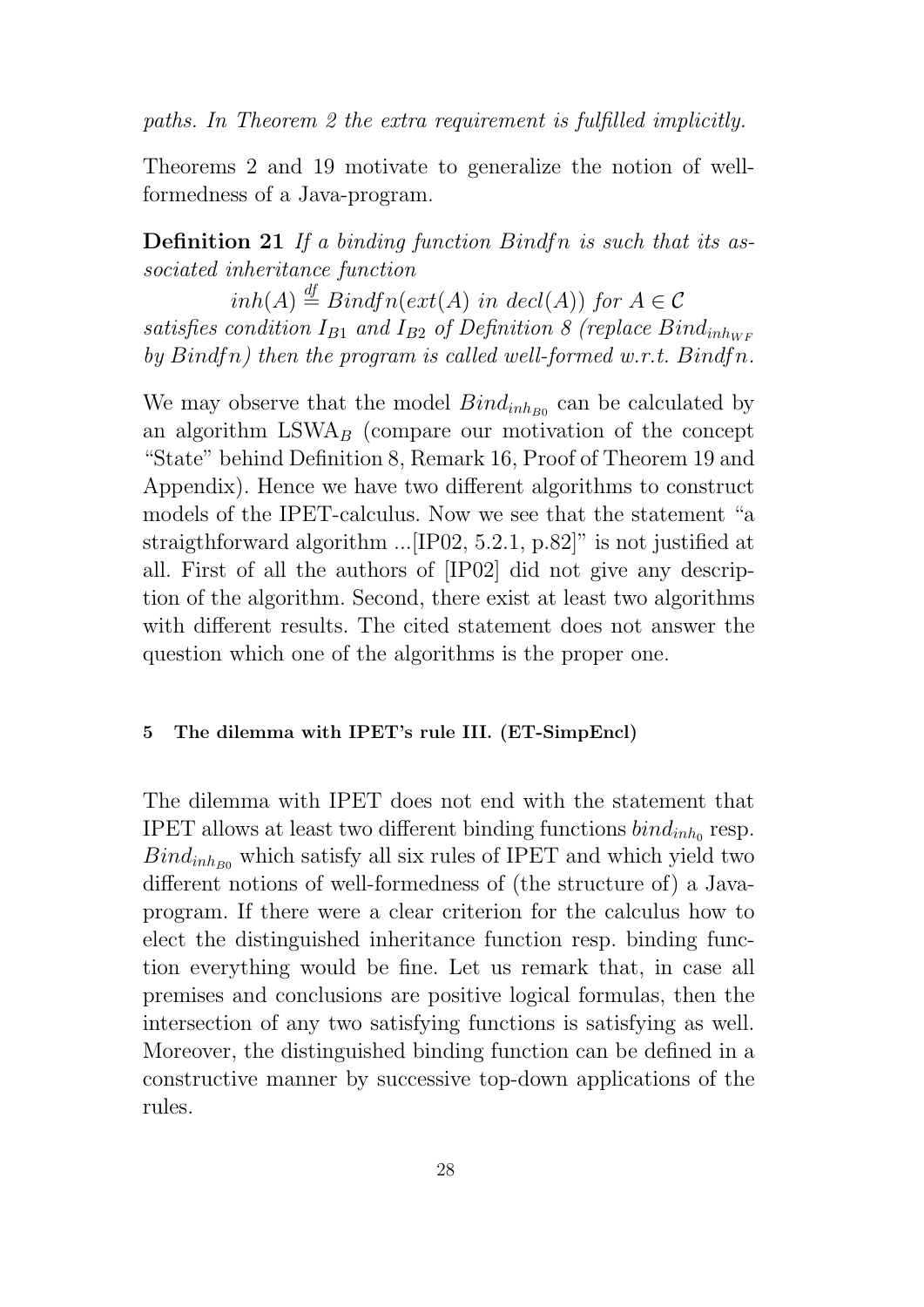*paths. In Theorem 2 the extra requirement is fulfilled implicitly.*

Theorems 2 and 19 motivate to generalize the notion of well-formedness of a Java-program.

**Definition 21** *If a binding function $Bindfn$ is such that its associated inheritance function*

$$inh(A) \stackrel{df}{=} Bindfn(ext(A) \text{ in } decl(A)) \text{ for } A \in \mathcal{C}$$

*satisfies condition $I_{B1}$ and $I_{B2}$ of Definition 8 (replace $Bind_{inh_{WF}}$ by $Bindfn$) then the program is called well-formed w.r.t. $Bindfn$.*

We may observe that the model $Bind_{inh_{B0}}$ can be calculated by an algorithm $\text{LSWA}_B$ (compare our motivation of the concept "State" behind Definition 8, Remark 16, Proof of Theorem 19 and Appendix). Hence we have two different algorithms to construct models of the IPET-calculus. Now we see that the statement "a straigthforward algorithm ...[IP02, 5.2.1, p.82]" is not justified at all. First of all the authors of [IP02] did not give any description of the algorithm. Second, there exist at least two algorithms with different results. The cited statement does not answer the question which one of the algorithms is the proper one.

## 5 The dilemma with IPET's rule III. (ET-SimpEncl)

The dilemma with IPET does not end with the statement that IPET allows at least two different binding functions $bind_{inh_0}$ resp. $Bind_{inh_{B0}}$ which satisfy all six rules of IPET and which yield two different notions of well-formedness of (the structure of) a Java-program. If there were a clear criterion for the calculus how to elect the distinguished inheritance function resp. binding function everything would be fine. Let us remark that, in case all premises and conclusions are positive logical formulas, then the intersection of any two satisfying functions is satisfying as well. Moreover, the distinguished binding function can be defined in a constructive manner by successive top-down applications of the rules.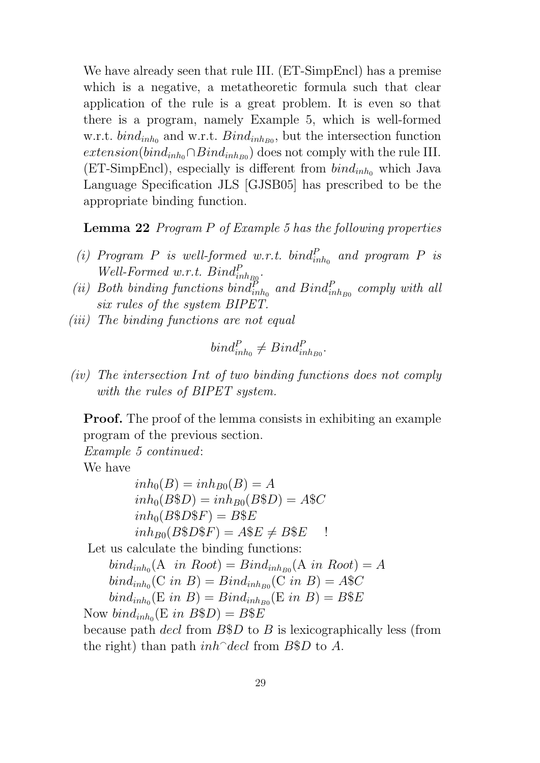We have already seen that rule III. (ET-SimpEncl) has a premise which is a negative, a metatheoretic formula such that clear application of the rule is a great problem. It is even so that there is a program, namely Example 5, which is well-formed w.r.t. $bind_{inh_0}$ and w.r.t. $Bind_{inh_{B0}}$, but the intersection function $extension(bind_{inh_0} \cap Bind_{inh_{B0}})$ does not comply with the rule III. (ET-SimpEncl), especially is different from $bind_{inh_0}$ which Java Language Specification JLS [GJSB05] has prescribed to be the appropriate binding function.

**Lemma 22** *Program P of Example 5 has the following properties*

*(i) Program P is well-formed w.r.t.* $bind^P_{inh_0}$ *and program P is Well-Formed w.r.t.* $Bind^P_{inh_{B0}}$.

*(ii) Both binding functions* $bind^P_{inh_0}$ *and* $Bind^P_{inh_{B0}}$ *comply with all six rules of the system BIPET.*

*(iii) The binding functions are not equal*

$$bind^P_{inh_0} \neq Bind^P_{inh_{B0}}.$$

*(iv) The intersection* $Int$ *of two binding functions does not comply with the rules of BIPET system.*

**Proof.** The proof of the lemma consists in exhibiting an example program of the previous section.

*Example 5 continued*:

We have

$inh_0(B) = inh_{B0}(B) = A$
$inh_0(B\$D) = inh_{B0}(B\$D) = A\$C$
$inh_0(B\$D\$F) = B\$E$
$inh_{B0}(B\$D\$F) = A\$E \neq B\$E \quad !$

Let us calculate the binding functions:

$bind_{inh_0}(\text{A } \mathit{in\ Root}) = Bind_{inh_{B0}}(\text{A } \mathit{in\ Root}) = A$
$bind_{inh_0}(\text{C } \mathit{in\ B}) = Bind_{inh_{B0}}(\text{C } \mathit{in\ B}) = A\$C$
$bind_{inh_0}(\text{E } \mathit{in\ B}) = Bind_{inh_{B0}}(\text{E } \mathit{in\ B}) = B\$E$

Now $bind_{inh_0}(\text{E } \mathit{in\ B\$D}) = B\$E$

because path *decl* from $B\$D$ to $B$ is lexicographically less (from the right) than path $inh^\frown decl$ from $B\$D$ to $A$.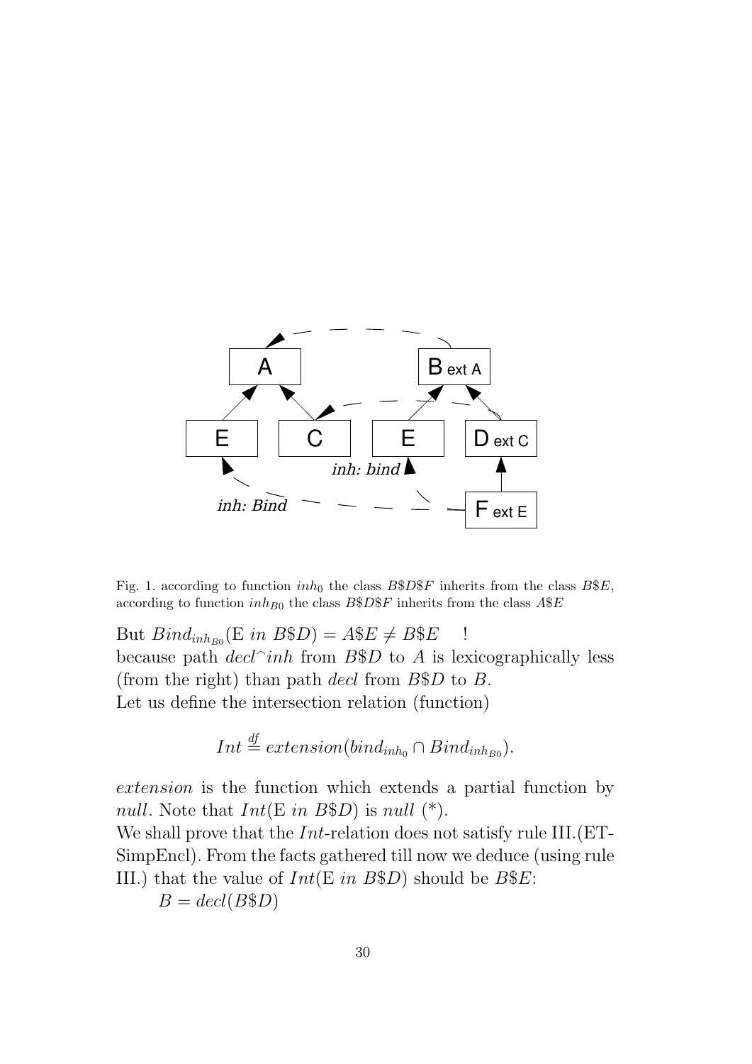Fig. 1. according to function $inh_0$ the class $B\$D\$F$ inherits from the class $B\$E$, according to function $inh_{B0}$ the class $B\$D\$F$ inherits from the class $A\$E$

But $Bind_{inh_{B0}}(\mathrm{E}\ in\ B\$D) = A\$E \neq B\$E$ !
because path $decl^\frown inh$ from $B\$D$ to $A$ is lexicographically less (from the right) than path $decl$ from $B\$D$ to $B$.
Let us define the intersection relation (function)

$$Int \stackrel{df}{=} extension(bind_{inh_0} \cap Bind_{inh_{B0}}).$$

*extension* is the function which extends a partial function by *null*. Note that $Int(\mathrm{E}\ in\ B\$D)$ is *null* (*).
We shall prove that the $Int$-relation does not satisfy rule III.(ET-SimpEncl). From the facts gathered till now we deduce (using rule III.) that the value of $Int(\mathrm{E}\ in\ B\$D)$ should be $B\$E$:

$B = decl(B\$D)$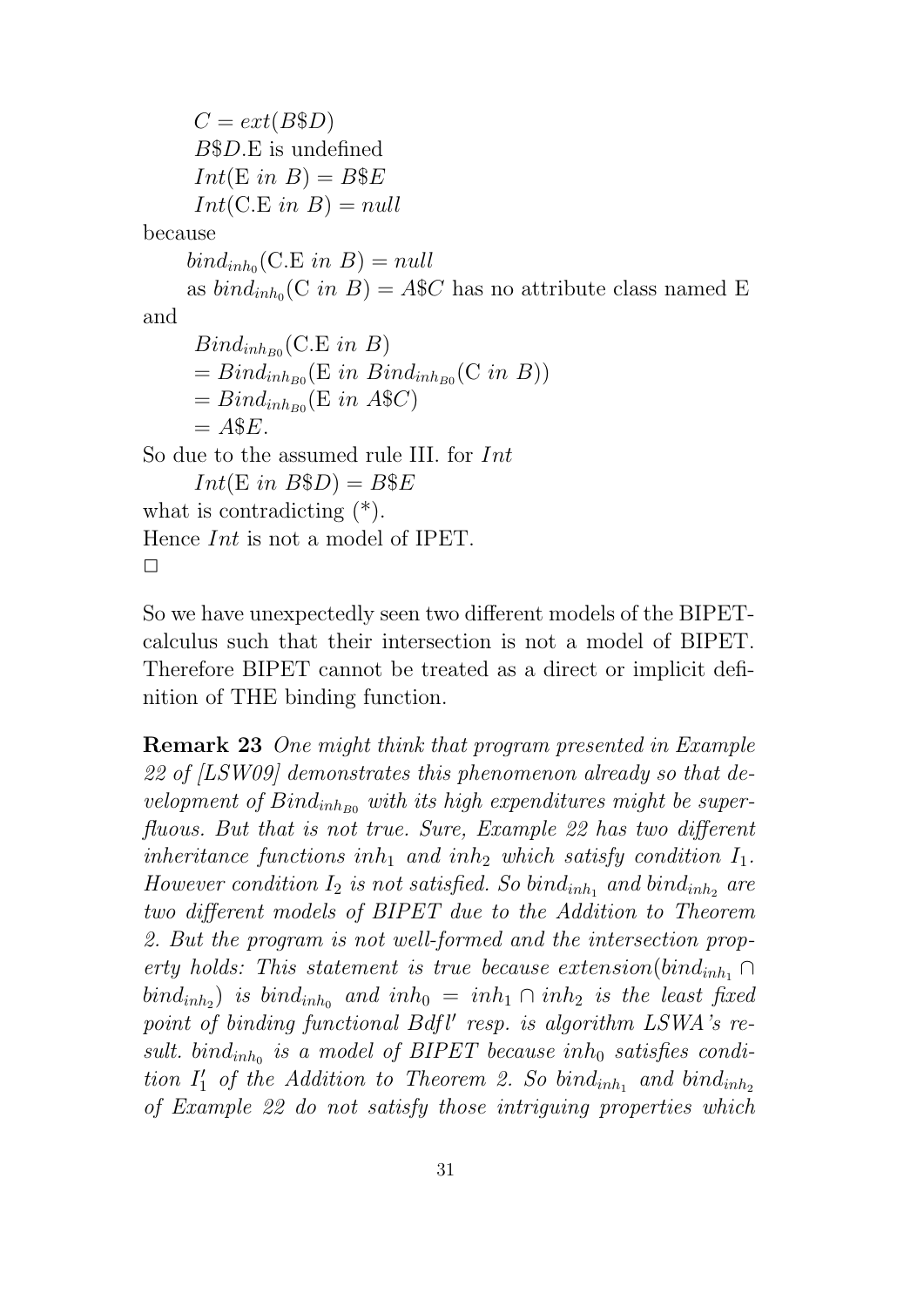$C = ext(B\$D)$

$B\$D.\mathrm{E}$ is undefined

$Int(\mathrm{E}\ in\ B) = B\$E$

$Int(\mathrm{C.E}\ in\ B) = null$

because

$bind_{inh_0}(\mathrm{C.E}\ in\ B) = null$

as $bind_{inh_0}(\mathrm{C}\ in\ B) = A\$C$ has no attribute class named E

and

$Bind_{inh_{B0}}(\mathrm{C.E}\ in\ B)$

$= Bind_{inh_{B0}}(\mathrm{E}\ in\ Bind_{inh_{B0}}(\mathrm{C}\ in\ B))$

$= Bind_{inh_{B0}}(\mathrm{E}\ in\ A\$C)$

$= A\$E.$

So due to the assumed rule III. for $Int$

$Int(\mathrm{E}\ in\ B\$D) = B\$E$

what is contradicting (*).

Hence $Int$ is not a model of IPET.

$\square$

So we have unexpectedly seen two different models of the BIPET-calculus such that their intersection is not a model of BIPET. Therefore BIPET cannot be treated as a direct or implicit definition of THE binding function.

**Remark 23** *One might think that program presented in Example 22 of [LSW09] demonstrates this phenomenon already so that development of $Bind_{inh_{B0}}$ with its high expenditures might be superfluous. But that is not true. Sure, Example 22 has two different inheritance functions $inh_1$ and $inh_2$ which satisfy condition $I_1$. However condition $I_2$ is not satisfied. So $bind_{inh_1}$ and $bind_{inh_2}$ are two different models of BIPET due to the Addition to Theorem 2. But the program is not well-formed and the intersection property holds: This statement is true because $extension(bind_{inh_1} \cap bind_{inh_2})$ is $bind_{inh_0}$ and $inh_0 = inh_1 \cap inh_2$ is the least fixed point of binding functional $Bdfl'$ resp. is algorithm LSWA's result. $bind_{inh_0}$ is a model of BIPET because $inh_0$ satisfies condition $I_1'$ of the Addition to Theorem 2. So $bind_{inh_1}$ and $bind_{inh_2}$ of Example 22 do not satisfy those intriguing properties which*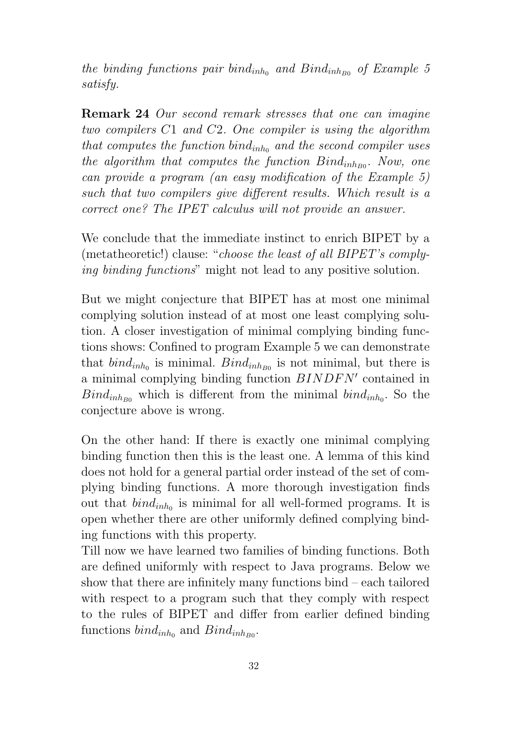*the binding functions pair $bind_{inh_0}$ and $Bind_{inh_{B0}}$ of Example 5 satisfy.*

**Remark 24** *Our second remark stresses that one can imagine two compilers $C1$ and $C2$. One compiler is using the algorithm that computes the function $bind_{inh_0}$ and the second compiler uses the algorithm that computes the function $Bind_{inh_{B0}}$. Now, one can provide a program (an easy modification of the Example 5) such that two compilers give different results. Which result is a correct one? The IPET calculus will not provide an answer.*

We conclude that the immediate instinct to enrich BIPET by a (metatheoretic!) clause: "*choose the least of all BIPET's complying binding functions*" might not lead to any positive solution.

But we might conjecture that BIPET has at most one minimal complying solution instead of at most one least complying solution. A closer investigation of minimal complying binding functions shows: Confined to program Example 5 we can demonstrate that $bind_{inh_0}$ is minimal. $Bind_{inh_{B0}}$ is not minimal, but there is a minimal complying binding function $BINDFN'$ contained in $Bind_{inh_{B0}}$ which is different from the minimal $bind_{inh_0}$. So the conjecture above is wrong.

On the other hand: If there is exactly one minimal complying binding function then this is the least one. A lemma of this kind does not hold for a general partial order instead of the set of complying binding functions. A more thorough investigation finds out that $bind_{inh_0}$ is minimal for all well-formed programs. It is open whether there are other uniformly defined complying binding functions with this property.
Till now we have learned two families of binding functions. Both are defined uniformly with respect to Java programs. Below we show that there are infinitely many functions bind – each tailored with respect to a program such that they comply with respect to the rules of BIPET and differ from earlier defined binding functions $bind_{inh_0}$ and $Bind_{inh_{B0}}$.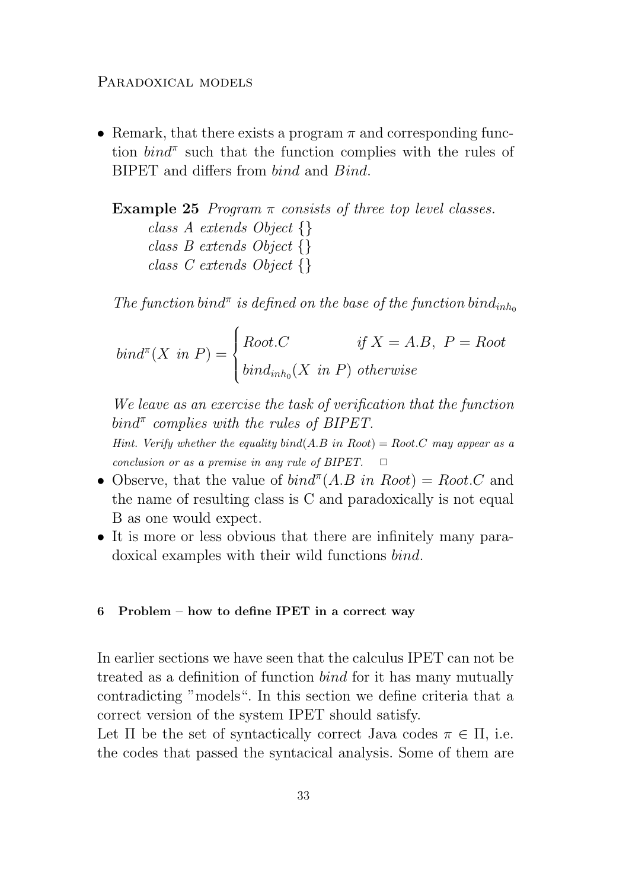- Remark, that there exists a program $\pi$ and corresponding function $bind^{\pi}$ such that the function complies with the rules of BIPET and differs from *bind* and *Bind*.

  **Example 25** *Program $\pi$ consists of three top level classes.*
  *class A extends Object {}*
  *class B extends Object {}*
  *class C extends Object {}*

  *The function $bind^{\pi}$ is defined on the base of the function $bind_{inh_0}$*

  $$bind^{\pi}(X\ in\ P) = \begin{cases} Root.C & if\ X = A.B,\ P = Root \\ bind_{inh_0}(X\ in\ P) & otherwise \end{cases}$$

  *We leave as an exercise the task of verification that the function $bind^{\pi}$ complies with the rules of BIPET.*
  *Hint. Verify whether the equality $bind(A.B\ in\ Root) = Root.C$ may appear as a conclusion or as a premise in any rule of BIPET.* □

- Observe, that the value of $bind^{\pi}(A.B\ in\ Root) = Root.C$ and the name of resulting class is C and paradoxically is not equal B as one would expect.
- It is more or less obvious that there are infinitely many paradoxical examples with their wild functions *bind*.

## 6 Problem – how to define IPET in a correct way

In earlier sections we have seen that the calculus IPET can not be treated as a definition of function *bind* for it has many mutually contradicting "models". In this section we define criteria that a correct version of the system IPET should satisfy.
Let $\Pi$ be the set of syntactically correct Java codes $\pi \in \Pi$, i.e. the codes that passed the syntacical analysis. Some of them are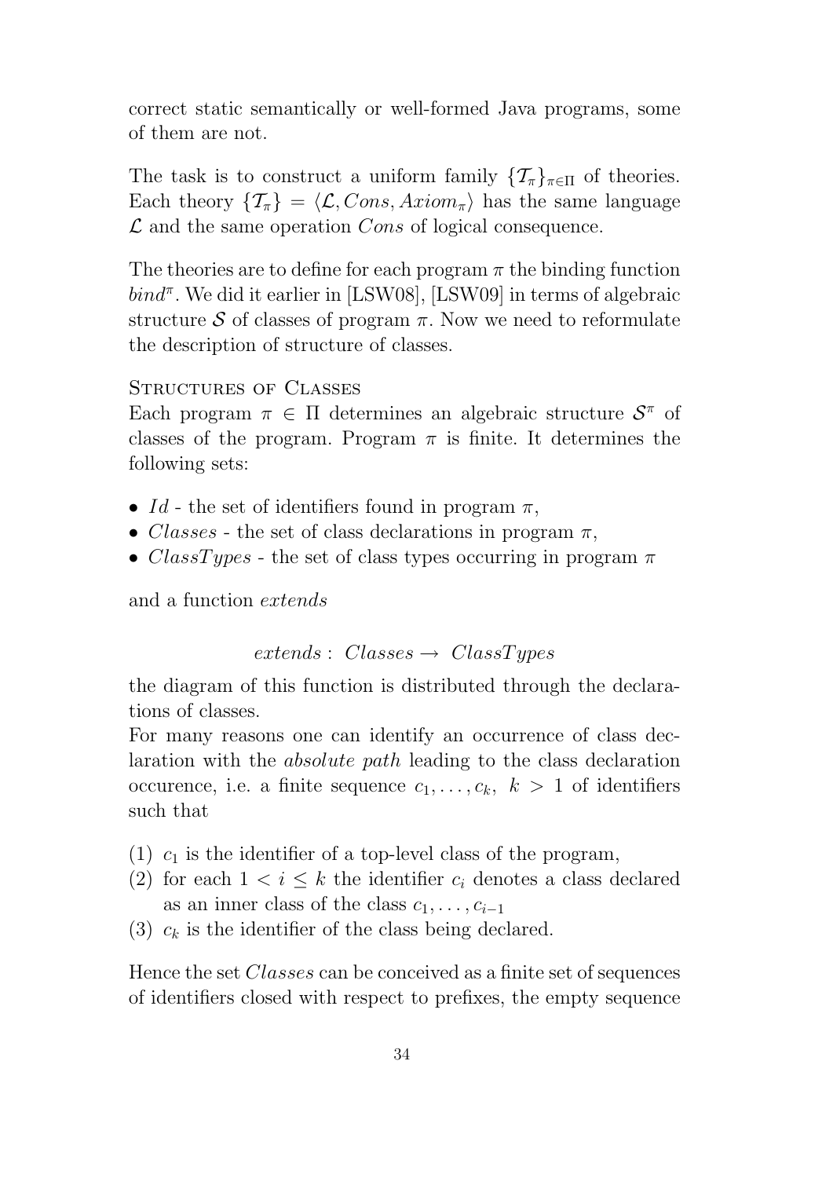correct static semantically or well-formed Java programs, some of them are not.

The task is to construct a uniform family $\{\mathcal{T}_\pi\}_{\pi\in\Pi}$ of theories. Each theory $\{\mathcal{T}_\pi\} = \langle \mathcal{L}, Cons, Axiom_\pi \rangle$ has the same language $\mathcal{L}$ and the same operation $Cons$ of logical consequence.

The theories are to define for each program $\pi$ the binding function $bind^\pi$. We did it earlier in [LSW08], [LSW09] in terms of algebraic structure $\mathcal{S}$ of classes of program $\pi$. Now we need to reformulate the description of structure of classes.

## Structures of Classes

Each program $\pi \in \Pi$ determines an algebraic structure $\mathcal{S}^\pi$ of classes of the program. Program $\pi$ is finite. It determines the following sets:

- $Id$ - the set of identifiers found in program $\pi$,
- $Classes$ - the set of class declarations in program $\pi$,
- $ClassTypes$ - the set of class types occurring in program $\pi$

and a function *extends*

$$extends : \ Classes \rightarrow \ ClassTypes$$

the diagram of this function is distributed through the declarations of classes.

For many reasons one can identify an occurrence of class declaration with the *absolute path* leading to the class declaration occurence, i.e. a finite sequence $c_1, \ldots, c_k, \ k > 1$ of identifiers such that

(1) $c_1$ is the identifier of a top-level class of the program,
(2) for each $1 < i \leq k$ the identifier $c_i$ denotes a class declared as an inner class of the class $c_1, \ldots, c_{i-1}$
(3) $c_k$ is the identifier of the class being declared.

Hence the set $Classes$ can be conceived as a finite set of sequences of identifiers closed with respect to prefixes, the empty sequence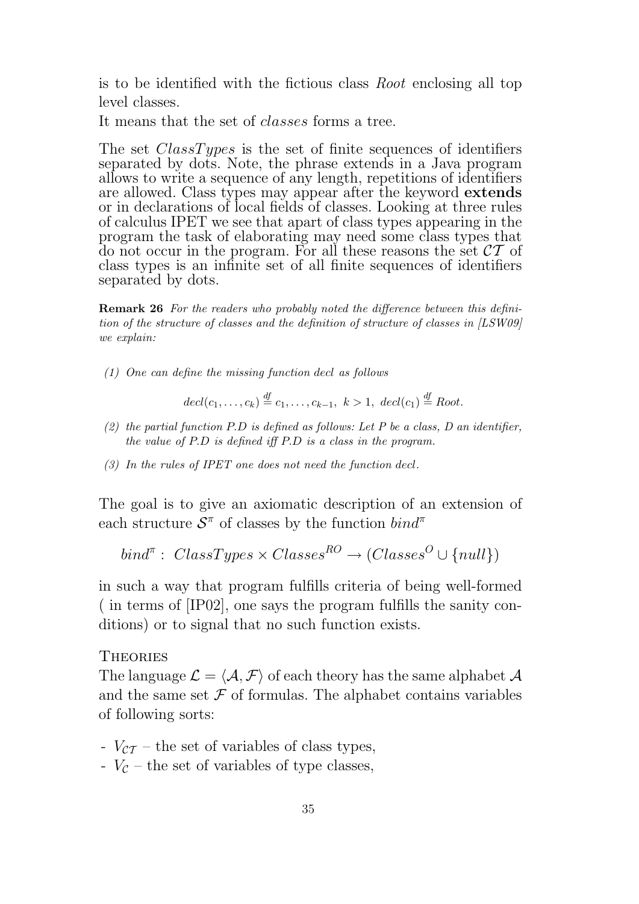is to be identified with the fictious class *Root* enclosing all top level classes.

It means that the set of *classes* forms a tree.

The set *ClassTypes* is the set of finite sequences of identifiers separated by dots. Note, the phrase extends in a Java program allows to write a sequence of any length, repetitions of identifiers are allowed. Class types may appear after the keyword **extends** or in declarations of local fields of classes. Looking at three rules of calculus IPET we see that apart of class types appearing in the program the task of elaborating may need some class types that do not occur in the program. For all these reasons the set $\mathcal{CT}$ of class types is an infinite set of all finite sequences of identifiers separated by dots.

**Remark 26** *For the readers who probably noted the difference between this definition of the structure of classes and the definition of structure of classes in [LSW09] we explain:*

*(1) One can define the missing function decl as follows*

$$decl(c_1, \ldots, c_k) \stackrel{df}{=} c_1, \ldots, c_{k-1},\ k > 1,\ decl(c_1) \stackrel{df}{=} Root.$$

*(2) the partial function P.D is defined as follows: Let P be a class, D an identifier, the value of P.D is defined iff P.D is a class in the program.*

*(3) In the rules of IPET one does not need the function decl.*

The goal is to give an axiomatic description of an extension of each structure $\mathcal{S}^\pi$ of classes by the function $bind^\pi$

$$bind^\pi :\ ClassTypes \times Classes^{RO} \rightarrow (Classes^{O} \cup \{null\})$$

in such a way that program fulfills criteria of being well-formed ( in terms of [IP02], one says the program fulfills the sanity conditions) or to signal that no such function exists.

### Theories

The language $\mathcal{L} = \langle \mathcal{A}, \mathcal{F} \rangle$ of each theory has the same alphabet $\mathcal{A}$ and the same set $\mathcal{F}$ of formulas. The alphabet contains variables of following sorts:

- $V_{\mathcal{CT}}$ – the set of variables of class types,
- $V_{\mathcal{C}}$ – the set of variables of type classes,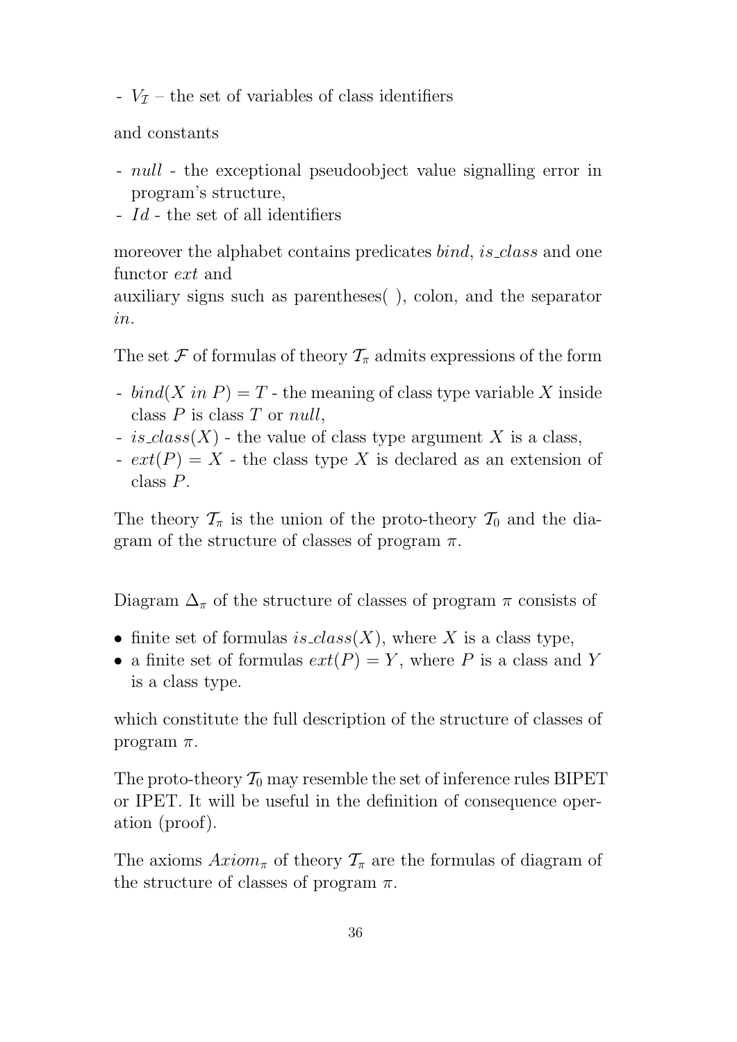- $V_{\mathcal{I}}$ – the set of variables of class identifiers

and constants

- *null* - the exceptional pseudoobject value signalling error in program's structure,
- *Id* - the set of all identifiers

moreover the alphabet contains predicates *bind*, *is_class* and one functor *ext* and
auxiliary signs such as parentheses( ), colon, and the separator *in*.

The set $\mathcal{F}$ of formulas of theory $\mathcal{T}_\pi$ admits expressions of the form

- $bind(X\ in\ P) = T$ - the meaning of class type variable $X$ inside class $P$ is class $T$ or *null*,
- $is\_class(X)$ - the value of class type argument $X$ is a class,
- $ext(P) = X$ - the class type $X$ is declared as an extension of class $P$.

The theory $\mathcal{T}_\pi$ is the union of the proto-theory $\mathcal{T}_0$ and the diagram of the structure of classes of program $\pi$.

Diagram $\Delta_\pi$ of the structure of classes of program $\pi$ consists of

- finite set of formulas $is\_class(X)$, where $X$ is a class type,
- a finite set of formulas $ext(P) = Y$, where $P$ is a class and $Y$ is a class type.

which constitute the full description of the structure of classes of program $\pi$.

The proto-theory $\mathcal{T}_0$ may resemble the set of inference rules BIPET or IPET. It will be useful in the definition of consequence operation (proof).

The axioms $Axiom_\pi$ of theory $\mathcal{T}_\pi$ are the formulas of diagram of the structure of classes of program $\pi$.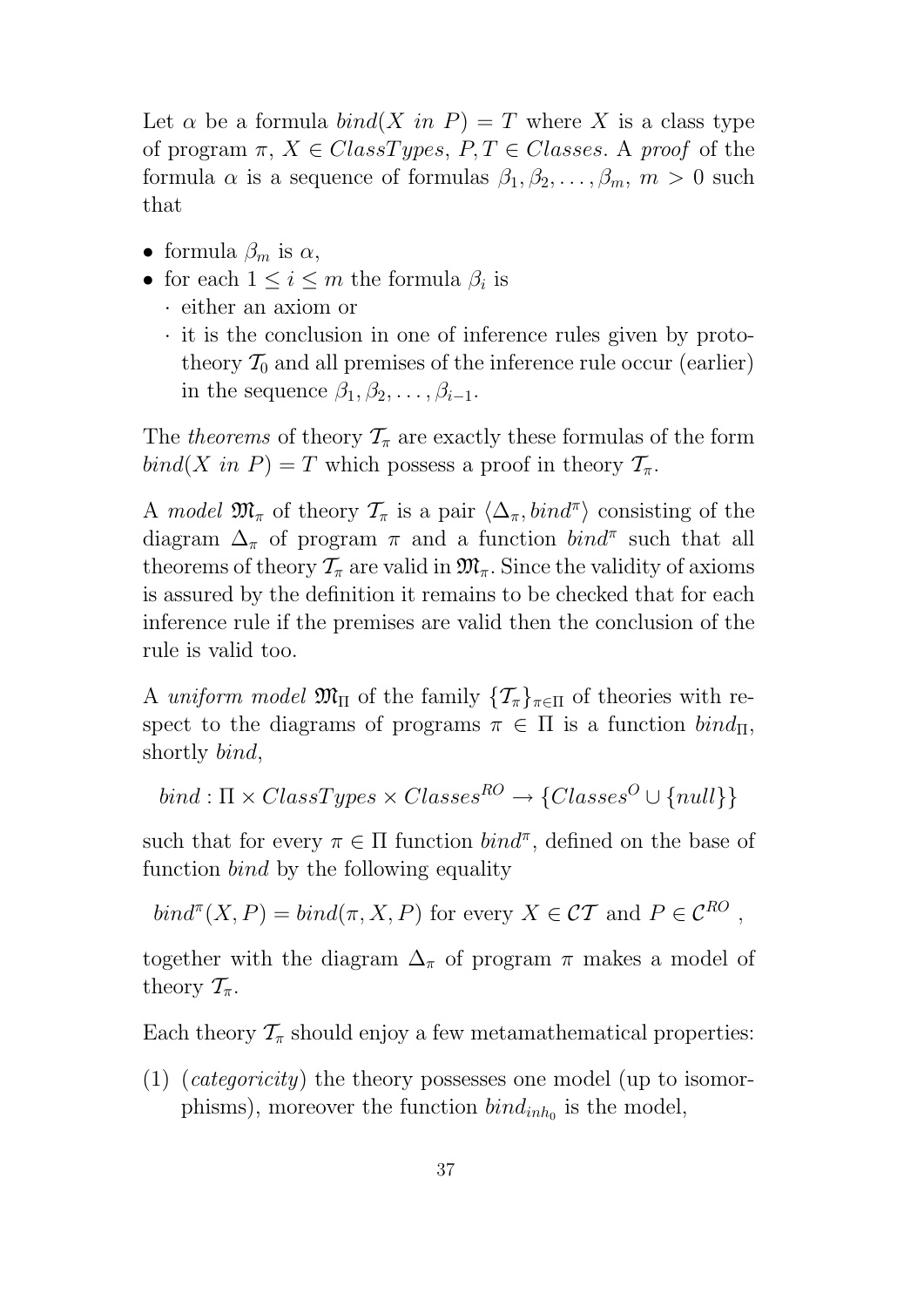Let $\alpha$ be a formula $bind(X \ in \ P) = T$ where $X$ is a class type of program $\pi$, $X \in ClassTypes$, $P, T \in Classes$. A *proof* of the formula $\alpha$ is a sequence of formulas $\beta_1, \beta_2, \ldots, \beta_m$, $m > 0$ such that

- formula $\beta_m$ is $\alpha$,
- for each $1 \leq i \leq m$ the formula $\beta_i$ is
  - either an axiom or
  - it is the conclusion in one of inference rules given by prototheory $\mathcal{T}_0$ and all premises of the inference rule occur (earlier) in the sequence $\beta_1, \beta_2, \ldots, \beta_{i-1}$.

The *theorems* of theory $\mathcal{T}_\pi$ are exactly these formulas of the form $bind(X \ in \ P) = T$ which possess a proof in theory $\mathcal{T}_\pi$.

A *model* $\mathfrak{M}_\pi$ of theory $\mathcal{T}_\pi$ is a pair $\langle \Delta_\pi, bind^\pi \rangle$ consisting of the diagram $\Delta_\pi$ of program $\pi$ and a function $bind^\pi$ such that all theorems of theory $\mathcal{T}_\pi$ are valid in $\mathfrak{M}_\pi$. Since the validity of axioms is assured by the definition it remains to be checked that for each inference rule if the premises are valid then the conclusion of the rule is valid too.

A *uniform model* $\mathfrak{M}_\Pi$ of the family $\{\mathcal{T}_\pi\}_{\pi \in \Pi}$ of theories with respect to the diagrams of programs $\pi \in \Pi$ is a function $bind_\Pi$, shortly $bind$,

$$bind : \Pi \times ClassTypes \times Classes^{RO} \rightarrow \{Classes^O \cup \{null\}\}$$

such that for every $\pi \in \Pi$ function $bind^\pi$, defined on the base of function $bind$ by the following equality

$$bind^\pi(X, P) = bind(\pi, X, P) \text{ for every } X \in \mathcal{CT} \text{ and } P \in \mathcal{C}^{RO} \ ,$$

together with the diagram $\Delta_\pi$ of program $\pi$ makes a model of theory $\mathcal{T}_\pi$.

Each theory $\mathcal{T}_\pi$ should enjoy a few metamathematical properties:

(1) (*categoricity*) the theory possesses one model (up to isomorphisms), moreover the function $bind_{inh_0}$ is the model,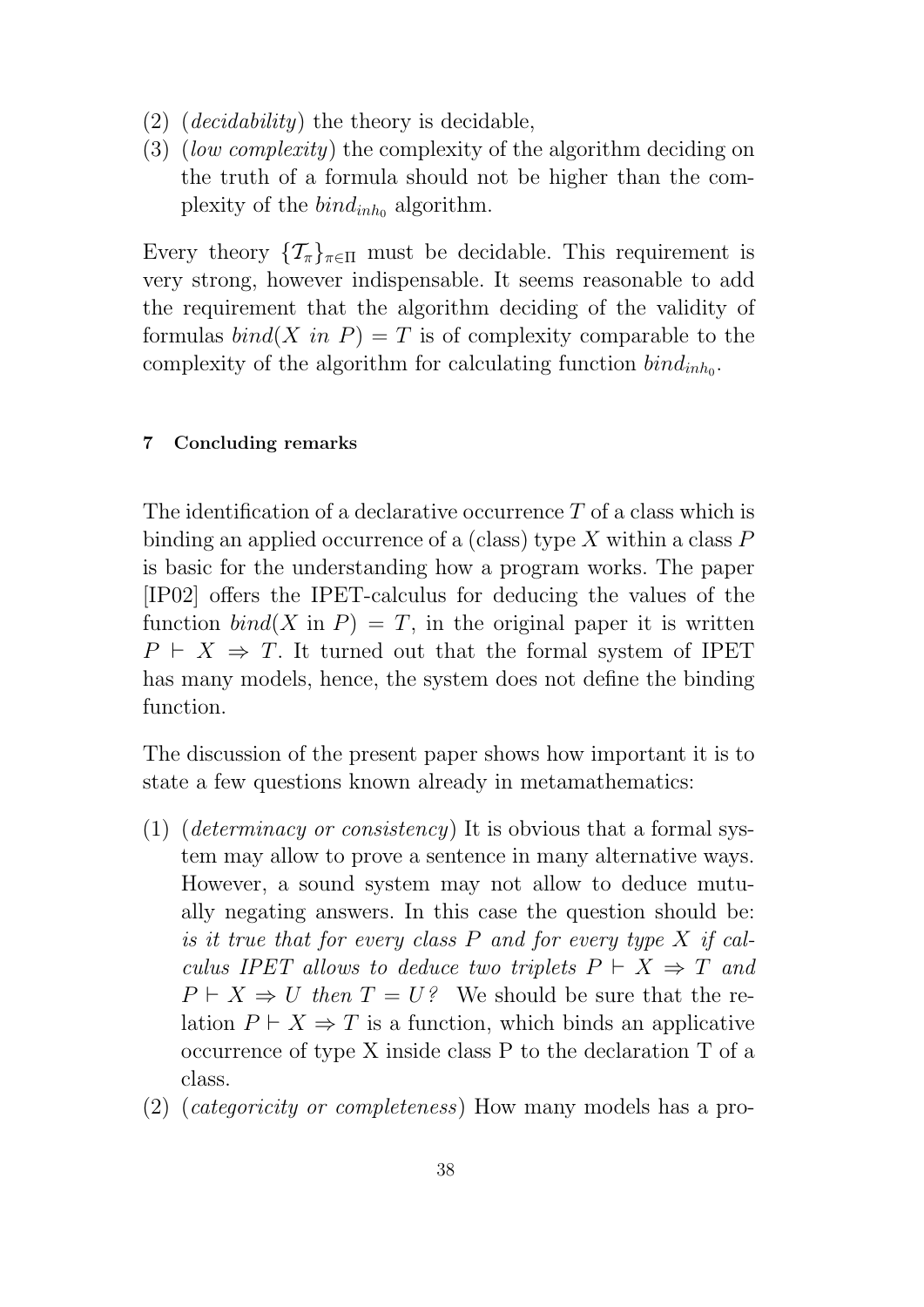(2) (*decidability*) the theory is decidable,
(3) (*low complexity*) the complexity of the algorithm deciding on the truth of a formula should not be higher than the complexity of the $bind_{inh_0}$ algorithm.

Every theory $\{\mathcal{T}_\pi\}_{\pi \in \Pi}$ must be decidable. This requirement is very strong, however indispensable. It seems reasonable to add the requirement that the algorithm deciding of the validity of formulas $bind(X\ in\ P) = T$ is of complexity comparable to the complexity of the algorithm for calculating function $bind_{inh_0}$.

### 7 Concluding remarks

The identification of a declarative occurrence $T$ of a class which is binding an applied occurrence of a (class) type $X$ within a class $P$ is basic for the understanding how a program works. The paper [IP02] offers the IPET-calculus for deducing the values of the function $bind(X \text{ in } P) = T$, in the original paper it is written $P \vdash X \Rightarrow T$. It turned out that the formal system of IPET has many models, hence, the system does not define the binding function.

The discussion of the present paper shows how important it is to state a few questions known already in metamathematics:

(1) (*determinacy or consistency*) It is obvious that a formal system may allow to prove a sentence in many alternative ways. However, a sound system may not allow to deduce mutually negating answers. In this case the question should be: *is it true that for every class $P$ and for every type $X$ if calculus IPET allows to deduce two triplets $P \vdash X \Rightarrow T$ and $P \vdash X \Rightarrow U$ then $T = U$?* We should be sure that the relation $P \vdash X \Rightarrow T$ is a function, which binds an applicative occurrence of type X inside class P to the declaration T of a class.
(2) (*categoricity or completeness*) How many models has a pro-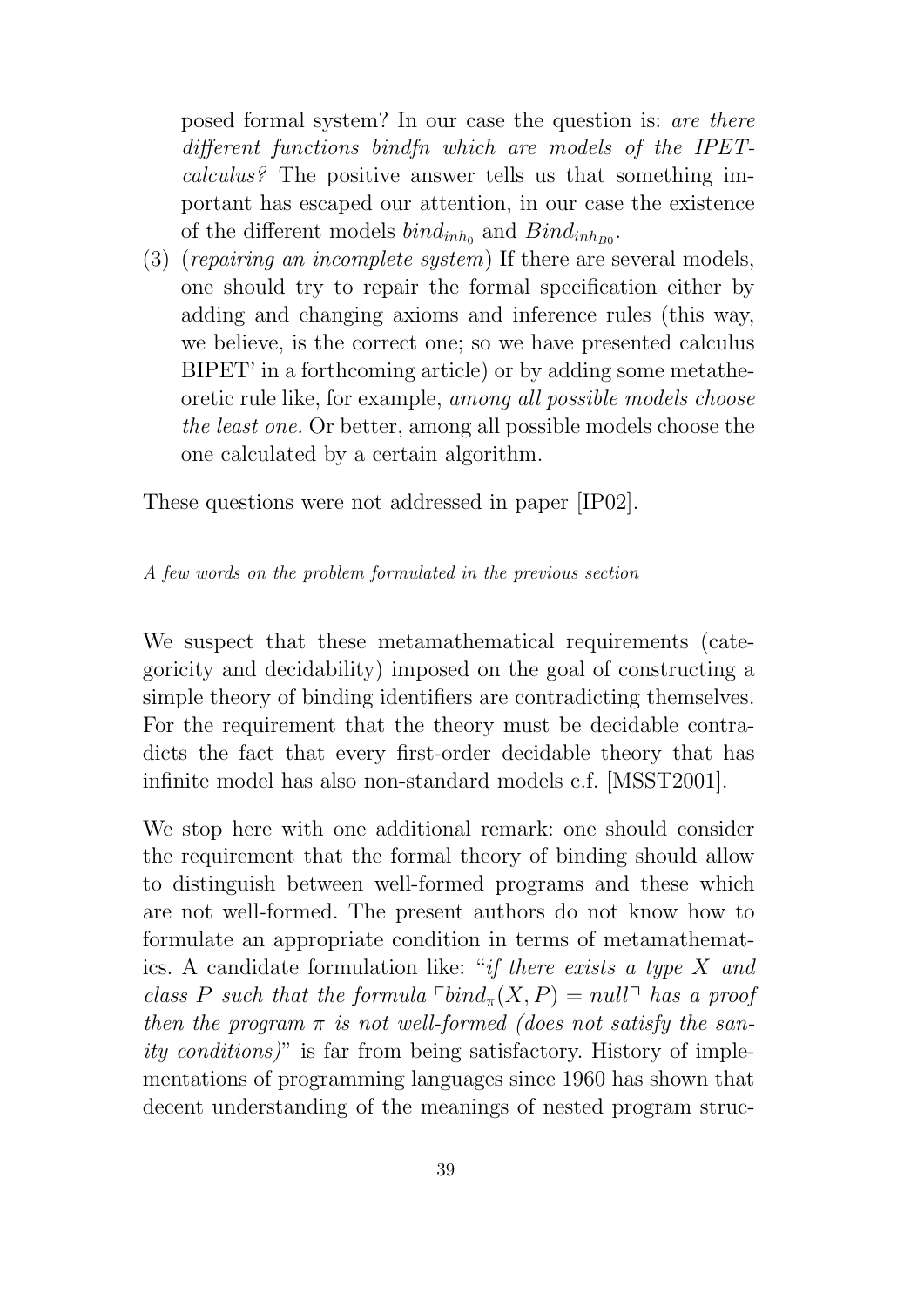posed formal system? In our case the question is: *are there different functions bindfn which are models of the IPET-calculus?* The positive answer tells us that something important has escaped our attention, in our case the existence of the different models $bind_{inh_0}$ and $Bind_{inh_{B0}}$.

(3) (*repairing an incomplete system*) If there are several models, one should try to repair the formal specification either by adding and changing axioms and inference rules (this way, we believe, is the correct one; so we have presented calculus BIPET' in a forthcoming article) or by adding some metatheoretic rule like, for example, *among all possible models choose the least one.* Or better, among all possible models choose the one calculated by a certain algorithm.

These questions were not addressed in paper [IP02].

*A few words on the problem formulated in the previous section*

We suspect that these metamathematical requirements (categoricity and decidability) imposed on the goal of constructing a simple theory of binding identifiers are contradicting themselves. For the requirement that the theory must be decidable contradicts the fact that every first-order decidable theory that has infinite model has also non-standard models c.f. [MSST2001].

We stop here with one additional remark: one should consider the requirement that the formal theory of binding should allow to distinguish between well-formed programs and these which are not well-formed. The present authors do not know how to formulate an appropriate condition in terms of metamathematics. A candidate formulation like: "*if there exists a type $X$ and class $P$ such that the formula $\ulcorner bind_\pi(X, P) = null \urcorner$ has a proof then the program $\pi$ is not well-formed (does not satisfy the sanity conditions)*" is far from being satisfactory. History of implementations of programming languages since 1960 has shown that decent understanding of the meanings of nested program struc-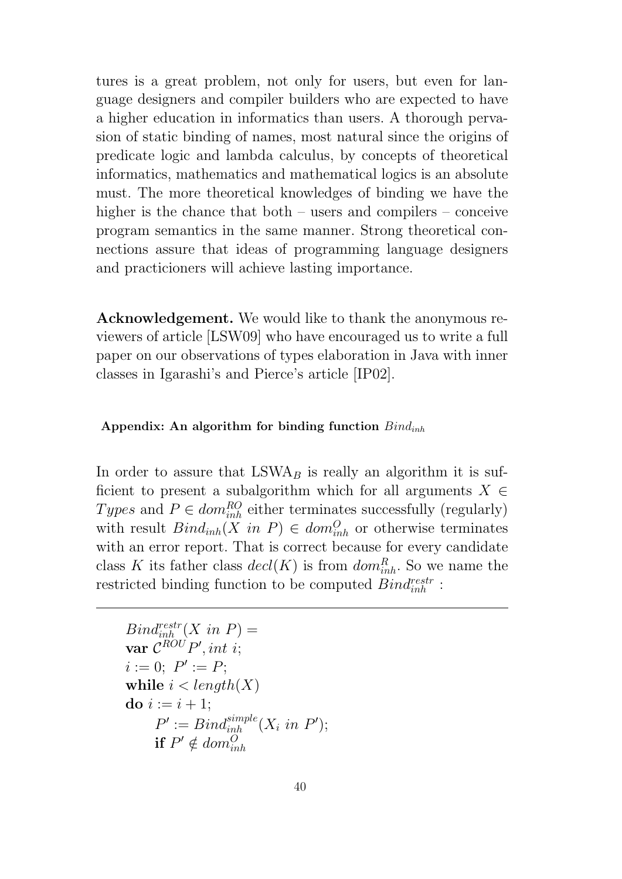tures is a great problem, not only for users, but even for language designers and compiler builders who are expected to have a higher education in informatics than users. A thorough pervasion of static binding of names, most natural since the origins of predicate logic and lambda calculus, by concepts of theoretical informatics, mathematics and mathematical logics is an absolute must. The more theoretical knowledges of binding we have the higher is the chance that both – users and compilers – conceive program semantics in the same manner. Strong theoretical connections assure that ideas of programming language designers and practicioners will achieve lasting importance.

**Acknowledgement.** We would like to thank the anonymous reviewers of article [LSW09] who have encouraged us to write a full paper on our observations of types elaboration in Java with inner classes in Igarashi's and Pierce's article [IP02].

#### Appendix: An algorithm for binding function $Bind_{inh}$

In order to assure that $\mathrm{LSWA}_B$ is really an algorithm it is sufficient to present a subalgorithm which for all arguments $X \in Types$ and $P \in dom^{RO}_{inh}$ either terminates successfully (regularly) with result $Bind_{inh}(X\ in\ P) \in dom^{O}_{inh}$ or otherwise terminates with an error report. That is correct because for every candidate class $K$ its father class $decl(K)$ is from $dom^{R}_{inh}$. So we name the restricted binding function to be computed $Bind^{restr}_{inh}$ :

---

$Bind^{restr}_{inh}(X\ in\ P) =$
**var** $\mathcal{C}^{ROU} P', int\ i;$
$i := 0;\ P' := P;$
**while** $i < length(X)$
**do** $i := i + 1;$
    $P' := Bind^{simple}_{inh}(X_i\ in\ P');$
    **if** $P' \notin dom^{O}_{inh}$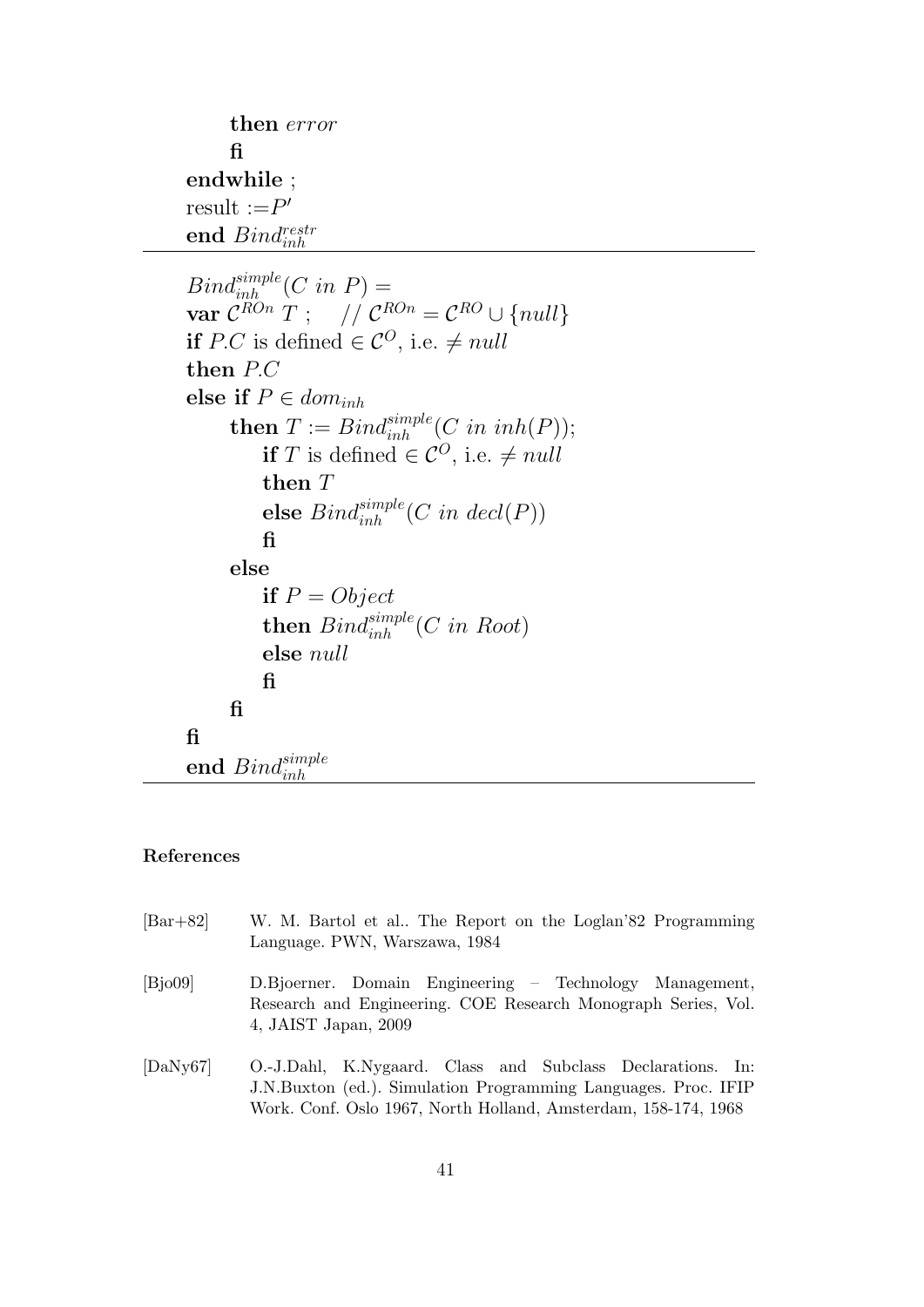**then** *error*
**fi**
**endwhile** ;
result $:= P'$
**end** $Bind_{inh}^{restr}$

---

$Bind_{inh}^{simple}(C\ in\ P) =$
**var** $\mathcal{C}^{ROn}\ T$ ; $\quad // \ \mathcal{C}^{ROn} = \mathcal{C}^{RO} \cup \{null\}$
**if** $P.C$ is defined $\in \mathcal{C}^{O}$, i.e. $\neq null$
**then** $P.C$
**else if** $P \in dom_{inh}$
  **then** $T := Bind_{inh}^{simple}(C\ in\ inh(P))$;
    **if** $T$ is defined $\in \mathcal{C}^{O}$, i.e. $\neq null$
    **then** $T$
    **else** $Bind_{inh}^{simple}(C\ in\ decl(P))$
    **fi**
  **else**
    **if** $P = Object$
    **then** $Bind_{inh}^{simple}(C\ in\ Root)$
    **else** $null$
    **fi**
  **fi**
**fi**
**end** $Bind_{inh}^{simple}$

---

## References

[Bar+82] W. M. Bartol et al.. The Report on the Loglan'82 Programming Language. PWN, Warszawa, 1984

[Bjo09] D.Bjoerner. Domain Engineering – Technology Management, Research and Engineering. COE Research Monograph Series, Vol. 4, JAIST Japan, 2009

[DaNy67] O.-J.Dahl, K.Nygaard. Class and Subclass Declarations. In: J.N.Buxton (ed.). Simulation Programming Languages. Proc. IFIP Work. Conf. Oslo 1967, North Holland, Amsterdam, 158-174, 1968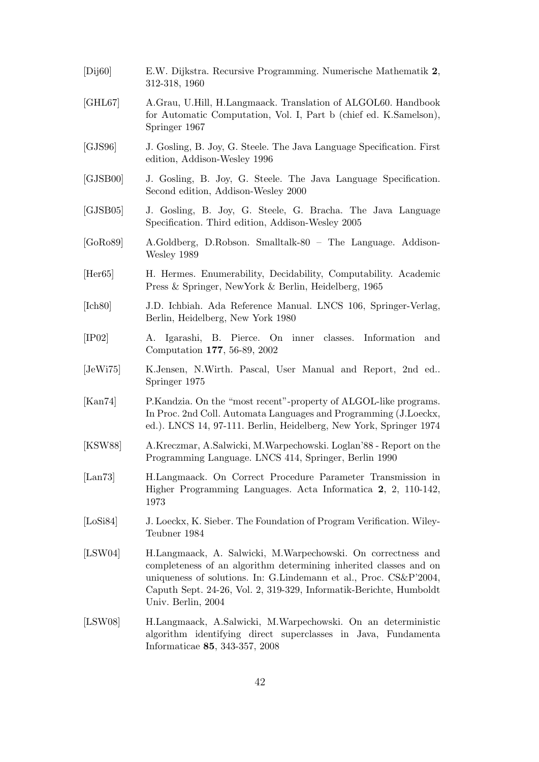[Dij60] E.W. Dijkstra. Recursive Programming. Numerische Mathematik **2**, 312-318, 1960

[GHL67] A.Grau, U.Hill, H.Langmaack. Translation of ALGOL60. Handbook for Automatic Computation, Vol. I, Part b (chief ed. K.Samelson), Springer 1967

[GJS96] J. Gosling, B. Joy, G. Steele. The Java Language Specification. First edition, Addison-Wesley 1996

[GJSB00] J. Gosling, B. Joy, G. Steele. The Java Language Specification. Second edition, Addison-Wesley 2000

[GJSB05] J. Gosling, B. Joy, G. Steele, G. Bracha. The Java Language Specification. Third edition, Addison-Wesley 2005

[GoRo89] A.Goldberg, D.Robson. Smalltalk-80 – The Language. Addison-Wesley 1989

[Her65] H. Hermes. Enumerability, Decidability, Computability. Academic Press & Springer, NewYork & Berlin, Heidelberg, 1965

[Ich80] J.D. Ichbiah. Ada Reference Manual. LNCS 106, Springer-Verlag, Berlin, Heidelberg, New York 1980

[IP02] A. Igarashi, B. Pierce. On inner classes. Information and Computation **177**, 56-89, 2002

[JeWi75] K.Jensen, N.Wirth. Pascal, User Manual and Report, 2nd ed.. Springer 1975

[Kan74] P.Kandzia. On the "most recent"-property of ALGOL-like programs. In Proc. 2nd Coll. Automata Languages and Programming (J.Loeckx, ed.). LNCS 14, 97-111. Berlin, Heidelberg, New York, Springer 1974

[KSW88] A.Kreczmar, A.Salwicki, M.Warpechowski. Loglan'88 - Report on the Programming Language. LNCS 414, Springer, Berlin 1990

[Lan73] H.Langmaack. On Correct Procedure Parameter Transmission in Higher Programming Languages. Acta Informatica **2**, 2, 110-142, 1973

[LoSi84] J. Loeckx, K. Sieber. The Foundation of Program Verification. Wiley-Teubner 1984

[LSW04] H.Langmaack, A. Salwicki, M.Warpechowski. On correctness and completeness of an algorithm determining inherited classes and on uniqueness of solutions. In: G.Lindemann et al., Proc. CS&P'2004, Caputh Sept. 24-26, Vol. 2, 319-329, Informatik-Berichte, Humboldt Univ. Berlin, 2004

[LSW08] H.Langmaack, A.Salwicki, M.Warpechowski. On an deterministic algorithm identifying direct superclasses in Java, Fundamenta Informaticae **85**, 343-357, 2008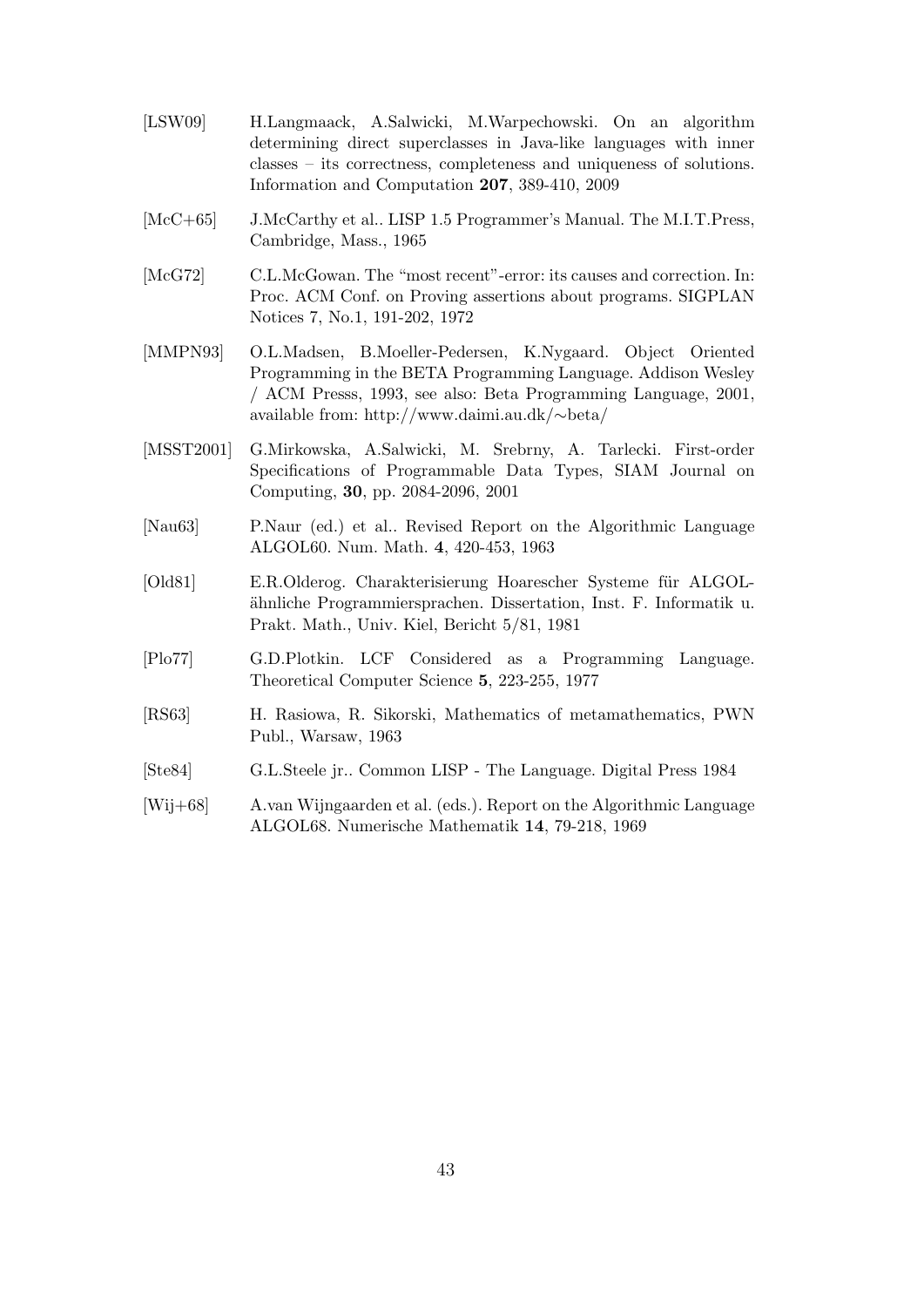[LSW09] H.Langmaack, A.Salwicki, M.Warpechowski. On an algorithm determining direct superclasses in Java-like languages with inner classes – its correctness, completeness and uniqueness of solutions. Information and Computation **207**, 389-410, 2009

[McC+65] J.McCarthy et al.. LISP 1.5 Programmer's Manual. The M.I.T.Press, Cambridge, Mass., 1965

[McG72] C.L.McGowan. The "most recent"-error: its causes and correction. In: Proc. ACM Conf. on Proving assertions about programs. SIGPLAN Notices 7, No.1, 191-202, 1972

[MMPN93] O.L.Madsen, B.Moeller-Pedersen, K.Nygaard. Object Oriented Programming in the BETA Programming Language. Addison Wesley / ACM Presss, 1993, see also: Beta Programming Language, 2001, available from: http://www.daimi.au.dk/∼beta/

[MSST2001] G.Mirkowska, A.Salwicki, M. Srebrny, A. Tarlecki. First-order Specifications of Programmable Data Types, SIAM Journal on Computing, **30**, pp. 2084-2096, 2001

[Nau63] P.Naur (ed.) et al.. Revised Report on the Algorithmic Language ALGOL60. Num. Math. **4**, 420-453, 1963

[Old81] E.R.Olderog. Charakterisierung Hoarescher Systeme für ALGOL-ähnliche Programmiersprachen. Dissertation, Inst. F. Informatik u. Prakt. Math., Univ. Kiel, Bericht 5/81, 1981

[Plo77] G.D.Plotkin. LCF Considered as a Programming Language. Theoretical Computer Science **5**, 223-255, 1977

[RS63] H. Rasiowa, R. Sikorski, Mathematics of metamathematics, PWN Publ., Warsaw, 1963

[Ste84] G.L.Steele jr.. Common LISP - The Language. Digital Press 1984

[Wij+68] A.van Wijngaarden et al. (eds.). Report on the Algorithmic Language ALGOL68. Numerische Mathematik **14**, 79-218, 1969